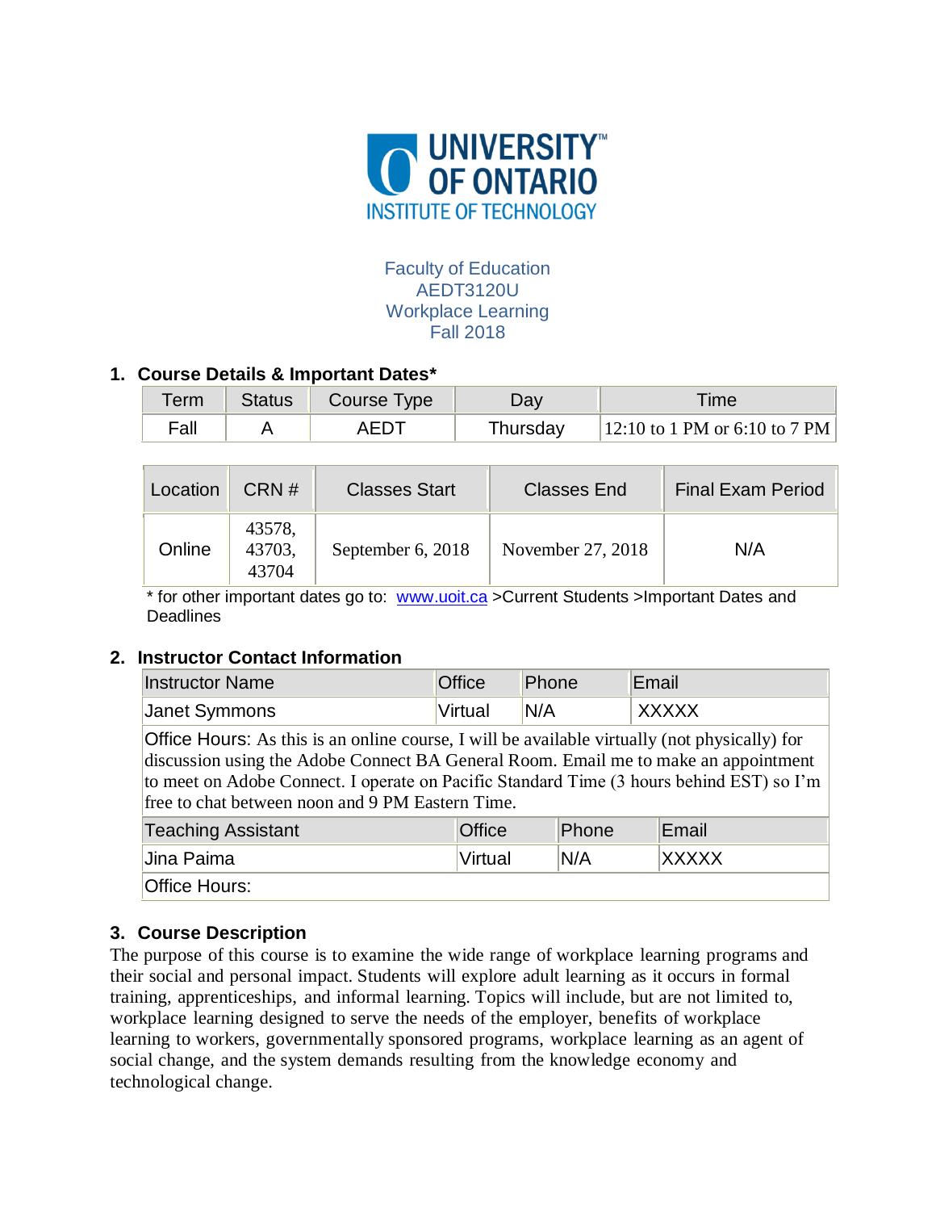UNIVERSITY OF ONTARIO INSTITUTE OF TECHNOLOGY

Faculty of Education
AEDT3120U
Workplace Learning
Fall 2018

## 1. Course Details & Important Dates*

| Term | Status | Course Type | Day | Time |
|---|---|---|---|---|
| Fall | A | AEDT | Thursday | 12:10 to 1 PM or 6:10 to 7 PM |

| Location | CRN # | Classes Start | Classes End | Final Exam Period |
|---|---|---|---|---|
| Online | 43578, 43703, 43704 | September 6, 2018 | November 27, 2018 | N/A |

* for other important dates go to: www.uoit.ca >Current Students >Important Dates and Deadlines

## 2. Instructor Contact Information

| Instructor Name | Office | Phone | Email |
|---|---|---|---|
| Janet Symmons | Virtual | N/A | XXXXX |

Office Hours: As this is an online course, I will be available virtually (not physically) for discussion using the Adobe Connect BA General Room. Email me to make an appointment to meet on Adobe Connect. I operate on Pacific Standard Time (3 hours behind EST) so I'm free to chat between noon and 9 PM Eastern Time.

| Teaching Assistant | Office | Phone | Email |
|---|---|---|---|
| Jina Paima | Virtual | N/A | XXXXX |

Office Hours:

## 3. Course Description

The purpose of this course is to examine the wide range of workplace learning programs and their social and personal impact. Students will explore adult learning as it occurs in formal training, apprenticeships, and informal learning. Topics will include, but are not limited to, workplace learning designed to serve the needs of the employer, benefits of workplace learning to workers, governmentally sponsored programs, workplace learning as an agent of social change, and the system demands resulting from the knowledge economy and technological change.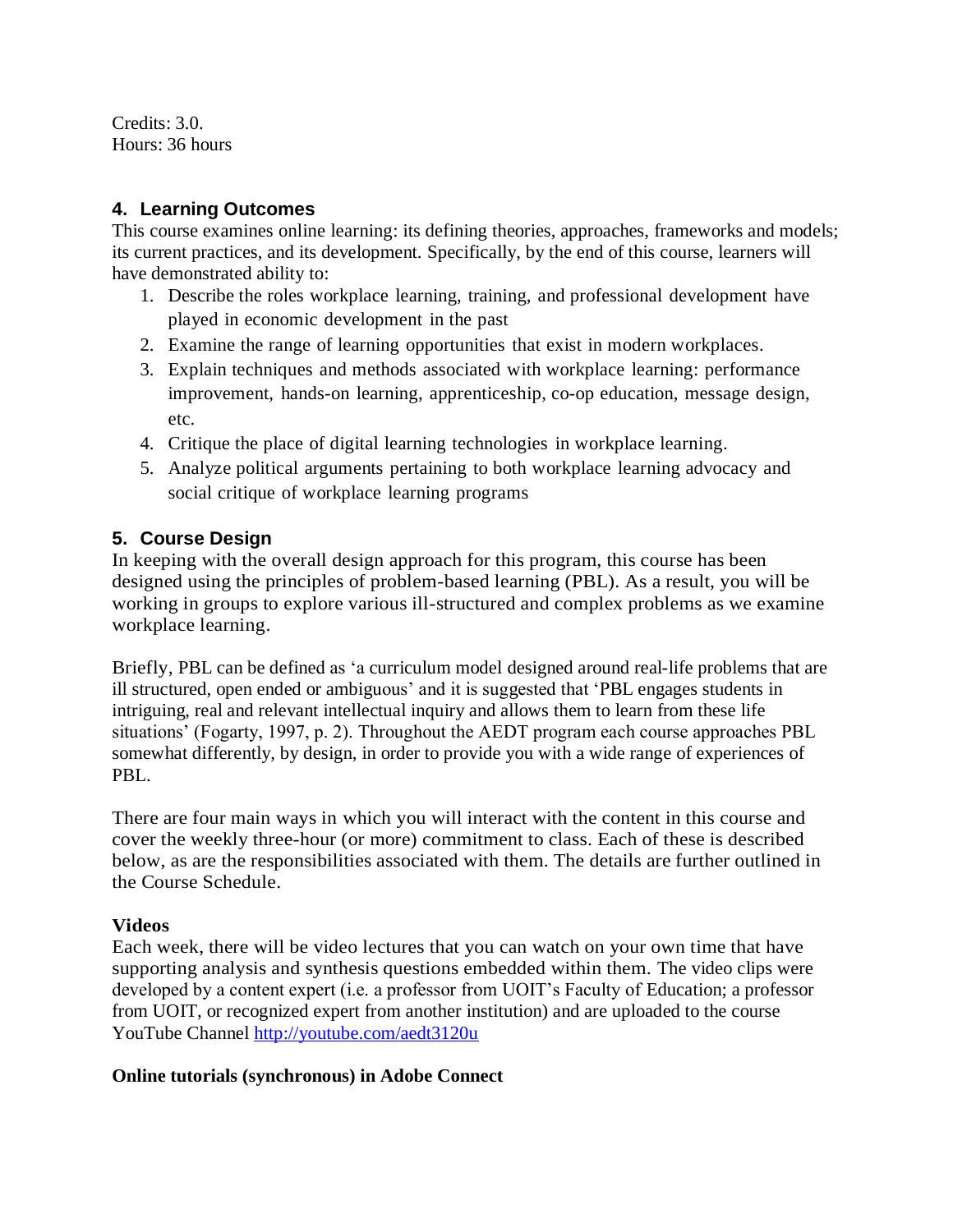Credits: 3.0.
Hours: 36 hours

## 4. Learning Outcomes

This course examines online learning: its defining theories, approaches, frameworks and models; its current practices, and its development. Specifically, by the end of this course, learners will have demonstrated ability to:

1. Describe the roles workplace learning, training, and professional development have played in economic development in the past
2. Examine the range of learning opportunities that exist in modern workplaces.
3. Explain techniques and methods associated with workplace learning: performance improvement, hands-on learning, apprenticeship, co-op education, message design, etc.
4. Critique the place of digital learning technologies in workplace learning.
5. Analyze political arguments pertaining to both workplace learning advocacy and social critique of workplace learning programs

## 5. Course Design

In keeping with the overall design approach for this program, this course has been designed using the principles of problem-based learning (PBL). As a result, you will be working in groups to explore various ill-structured and complex problems as we examine workplace learning.

Briefly, PBL can be defined as 'a curriculum model designed around real-life problems that are ill structured, open ended or ambiguous' and it is suggested that 'PBL engages students in intriguing, real and relevant intellectual inquiry and allows them to learn from these life situations' (Fogarty, 1997, p. 2). Throughout the AEDT program each course approaches PBL somewhat differently, by design, in order to provide you with a wide range of experiences of PBL.

There are four main ways in which you will interact with the content in this course and cover the weekly three-hour (or more) commitment to class. Each of these is described below, as are the responsibilities associated with them. The details are further outlined in the Course Schedule.

**Videos**

Each week, there will be video lectures that you can watch on your own time that have supporting analysis and synthesis questions embedded within them. The video clips were developed by a content expert (i.e. a professor from UOIT's Faculty of Education; a professor from UOIT, or recognized expert from another institution) and are uploaded to the course YouTube Channel http://youtube.com/aedt3120u

**Online tutorials (synchronous) in Adobe Connect**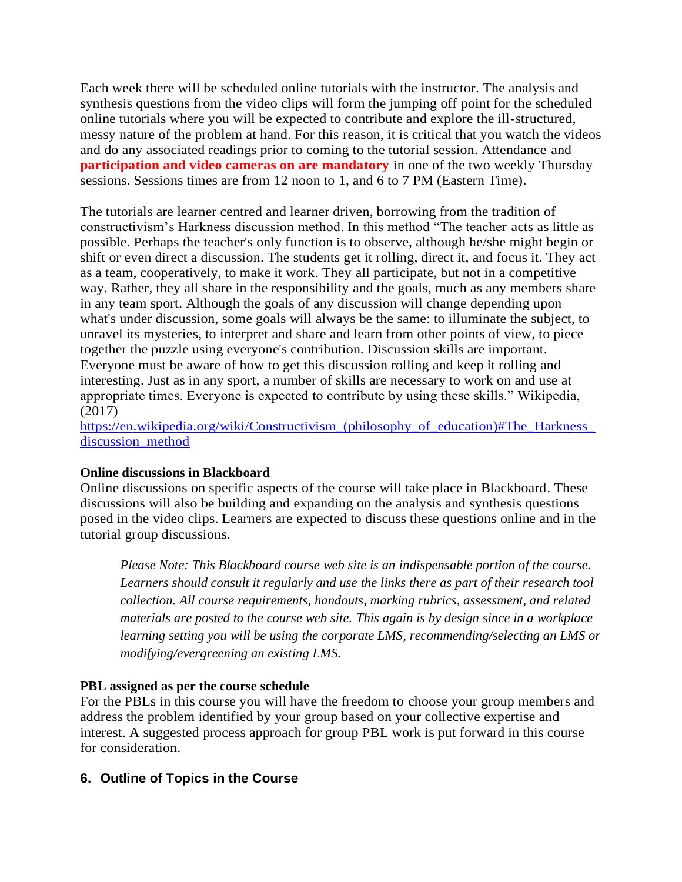Each week there will be scheduled online tutorials with the instructor. The analysis and synthesis questions from the video clips will form the jumping off point for the scheduled online tutorials where you will be expected to contribute and explore the ill-structured, messy nature of the problem at hand. For this reason, it is critical that you watch the videos and do any associated readings prior to coming to the tutorial session. Attendance and **participation and video cameras on are mandatory** in one of the two weekly Thursday sessions. Sessions times are from 12 noon to 1, and 6 to 7 PM (Eastern Time).

The tutorials are learner centred and learner driven, borrowing from the tradition of constructivism's Harkness discussion method. In this method "The teacher acts as little as possible. Perhaps the teacher's only function is to observe, although he/she might begin or shift or even direct a discussion. The students get it rolling, direct it, and focus it. They act as a team, cooperatively, to make it work. They all participate, but not in a competitive way. Rather, they all share in the responsibility and the goals, much as any members share in any team sport. Although the goals of any discussion will change depending upon what's under discussion, some goals will always be the same: to illuminate the subject, to unravel its mysteries, to interpret and share and learn from other points of view, to piece together the puzzle using everyone's contribution. Discussion skills are important. Everyone must be aware of how to get this discussion rolling and keep it rolling and interesting. Just as in any sport, a number of skills are necessary to work on and use at appropriate times. Everyone is expected to contribute by using these skills." Wikipedia, (2017)
https://en.wikipedia.org/wiki/Constructivism_(philosophy_of_education)#The_Harkness_discussion_method

**Online discussions in Blackboard**
Online discussions on specific aspects of the course will take place in Blackboard. These discussions will also be building and expanding on the analysis and synthesis questions posed in the video clips. Learners are expected to discuss these questions online and in the tutorial group discussions.

> *Please Note: This Blackboard course web site is an indispensable portion of the course. Learners should consult it regularly and use the links there as part of their research tool collection. All course requirements, handouts, marking rubrics, assessment, and related materials are posted to the course web site. This again is by design since in a workplace learning setting you will be using the corporate LMS, recommending/selecting an LMS or modifying/evergreening an existing LMS.*

**PBL assigned as per the course schedule**
For the PBLs in this course you will have the freedom to choose your group members and address the problem identified by your group based on your collective expertise and interest. A suggested process approach for group PBL work is put forward in this course for consideration.

## 6. Outline of Topics in the Course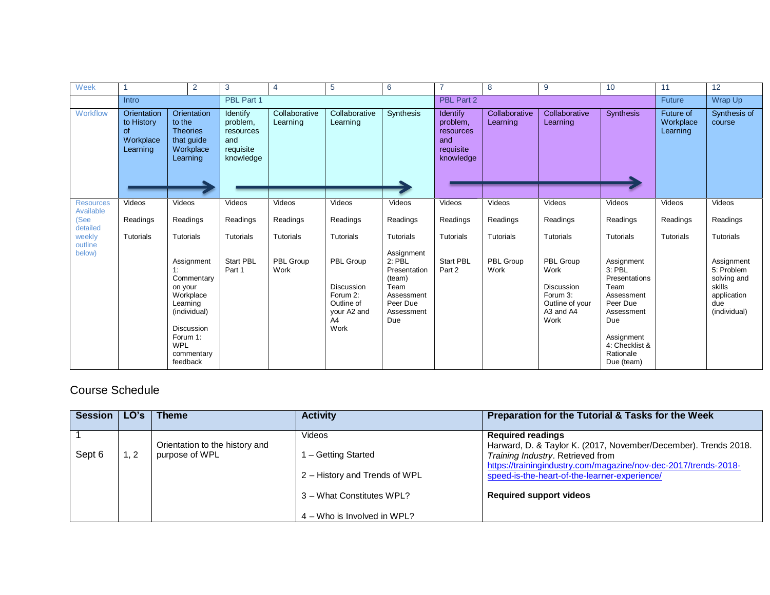| Week | 1 | 2 | 3 | 4 | 5 | 6 | 7 | 8 | 9 | 10 | 11 | 12 |
|---|---|---|---|---|---|---|---|---|---|---|---|---|
| | Intro | | PBL Part 1 | | | | PBL Part 2 | | | | Future | Wrap Up |
| Workflow | Orientation to History of Workplace Learning | Orientation to the Theories that guide Workplace Learning | Identify problem, resources and requisite knowledge | Collaborative Learning | Collaborative Learning | Synthesis | Identify problem, resources and requisite knowledge | Collaborative Learning | Collaborative Learning | Synthesis | Future of Workplace Learning | Synthesis of course |
| Resources Available (See detailed weekly outline below) | Videos<br><br>Readings<br><br>Tutorials | Videos<br><br>Readings<br><br>Tutorials<br><br>Assignment 1: Commentary on your Workplace Learning (individual)<br><br>Discussion Forum 1: WPL commentary feedback | Videos<br><br>Readings<br><br>Tutorials<br><br>Start PBL Part 1 | Videos<br><br>Readings<br><br>Tutorials<br><br>PBL Group Work | Videos<br><br>Readings<br><br>Tutorials<br><br>PBL Group<br><br>Discussion Forum 2: Outline of your A2 and A4 Work | Videos<br><br>Readings<br><br>Tutorials<br><br>Assignment 2: PBL Presentation (team)<br>Team Assessment Peer Due Assessment Due | Videos<br><br>Readings<br><br>Tutorials<br><br>Start PBL Part 2 | Videos<br><br>Readings<br><br>Tutorials<br><br>PBL Group Work | Videos<br><br>Readings<br><br>Tutorials<br><br>PBL Group Work<br><br>Discussion Forum 3: Outline of your A3 and A4 Work | Videos<br><br>Readings<br><br>Tutorials<br><br>Assignment 3: PBL Presentations Team Assessment Peer Due Assessment Due<br><br>Assignment 4: Checklist & Rationale Due (team) | Videos<br><br>Readings<br><br>Tutorials | Videos<br><br>Readings<br><br>Tutorials<br><br>Assignment 5: Problem solving and skills application due (individual) |

## Course Schedule

| Session | LO's | Theme | Activity | Preparation for the Tutorial & Tasks for the Week |
|---|---|---|---|---|
| 1<br><br>Sept 6 | 1, 2 | Orientation to the history and purpose of WPL | Videos<br><br>1 – Getting Started<br><br>2 – History and Trends of WPL<br><br>3 – What Constitutes WPL?<br><br>4 – Who is Involved in WPL? | **Required readings**<br>Harward, D. & Taylor K. (2017, November/December). Trends 2018. *Training Industry*. Retrieved from https://trainingindustry.com/magazine/nov-dec-2017/trends-2018-speed-is-the-heart-of-the-learner-experience/<br><br>**Required support videos** |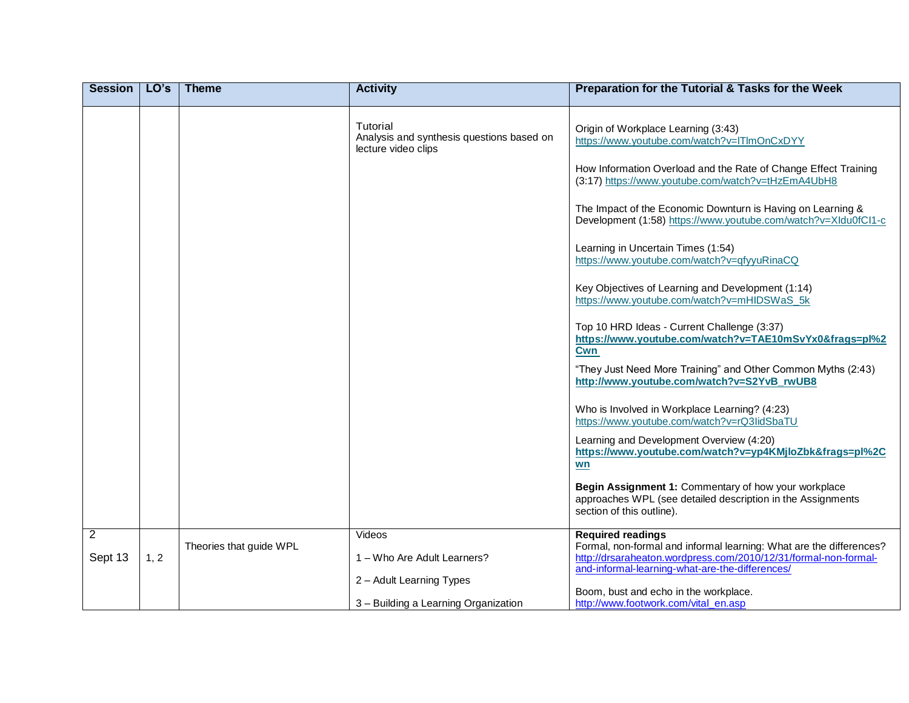| Session | LO's | Theme | Activity | Preparation for the Tutorial & Tasks for the Week |
|---|---|---|---|---|
| | | | Tutorial<br>Analysis and synthesis questions based on lecture video clips | Origin of Workplace Learning (3:43) https://www.youtube.com/watch?v=lTlmOnCxDYY<br><br>How Information Overload and the Rate of Change Effect Training (3:17) https://www.youtube.com/watch?v=tHzEmA4UbH8<br><br>The Impact of the Economic Downturn is Having on Learning & Development (1:58) https://www.youtube.com/watch?v=XIdu0fCI1-c<br><br>Learning in Uncertain Times (1:54) https://www.youtube.com/watch?v=qfyyuRinaCQ<br><br>Key Objectives of Learning and Development (1:14) https://www.youtube.com/watch?v=mHIDSWaS_5k<br><br>Top 10 HRD Ideas - Current Challenge (3:37) **https://www.youtube.com/watch?v=TAE10mSvYx0&frags=pl%2Cwn**<br><br>"They Just Need More Training" and Other Common Myths (2:43) **http://www.youtube.com/watch?v=S2YvB_rwUB8**<br><br>Who is Involved in Workplace Learning? (4:23) https://www.youtube.com/watch?v=rQ3IidSbaTU<br><br>Learning and Development Overview (4:20) **https://www.youtube.com/watch?v=yp4KMjIoZbk&frags=pl%2Cwn**<br><br>**Begin Assignment 1:** Commentary of how your workplace approaches WPL (see detailed description in the Assignments section of this outline). |
| 2<br><br>Sept 13 | 1, 2 | Theories that guide WPL | Videos<br><br>1 – Who Are Adult Learners?<br><br>2 – Adult Learning Types<br><br>3 – Building a Learning Organization | **Required readings**<br>Formal, non-formal and informal learning: What are the differences? http://drsaraheaton.wordpress.com/2010/12/31/formal-non-formal-and-informal-learning-what-are-the-differences/<br><br>Boom, bust and echo in the workplace. http://www.footwork.com/vital_en.asp |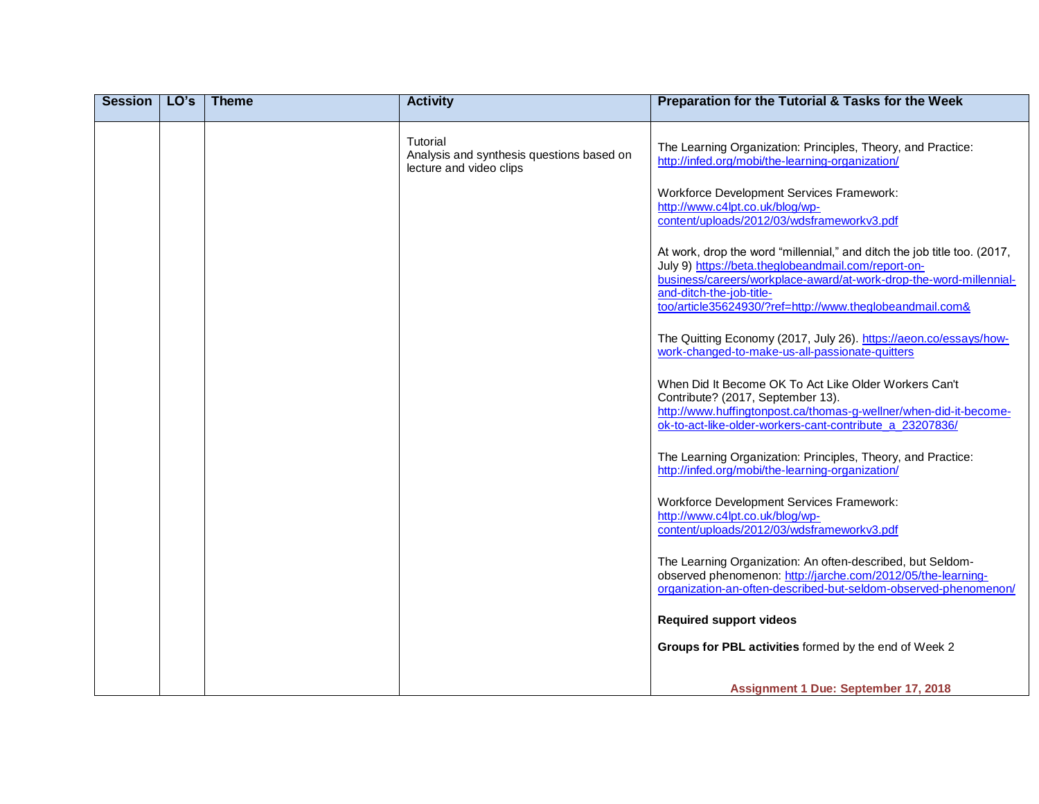| Session | LO's | Theme | Activity | Preparation for the Tutorial & Tasks for the Week |
|---|---|---|---|---|
| | | | Tutorial<br>Analysis and synthesis questions based on lecture and video clips | The Learning Organization: Principles, Theory, and Practice: http://infed.org/mobi/the-learning-organization/<br><br>Workforce Development Services Framework: http://www.c4lpt.co.uk/blog/wp-content/uploads/2012/03/wdsframeworkv3.pdf<br><br>At work, drop the word "millennial," and ditch the job title too. (2017, July 9) https://beta.theglobeandmail.com/report-on-business/careers/workplace-award/at-work-drop-the-word-millennial-and-ditch-the-job-title-too/article35624930/?ref=http://www.theglobeandmail.com&<br><br>The Quitting Economy (2017, July 26). https://aeon.co/essays/how-work-changed-to-make-us-all-passionate-quitters<br><br>When Did It Become OK To Act Like Older Workers Can't Contribute? (2017, September 13). http://www.huffingtonpost.ca/thomas-g-wellner/when-did-it-become-ok-to-act-like-older-workers-cant-contribute_a_23207836/<br><br>The Learning Organization: Principles, Theory, and Practice: http://infed.org/mobi/the-learning-organization/<br><br>Workforce Development Services Framework: http://www.c4lpt.co.uk/blog/wp-content/uploads/2012/03/wdsframeworkv3.pdf<br><br>The Learning Organization: An often-described, but Seldom-observed phenomenon: http://jarche.com/2012/05/the-learning-organization-an-often-described-but-seldom-observed-phenomenon/<br><br>**Required support videos**<br><br>**Groups for PBL activities** formed by the end of Week 2<br><br>**Assignment 1 Due: September 17, 2018** |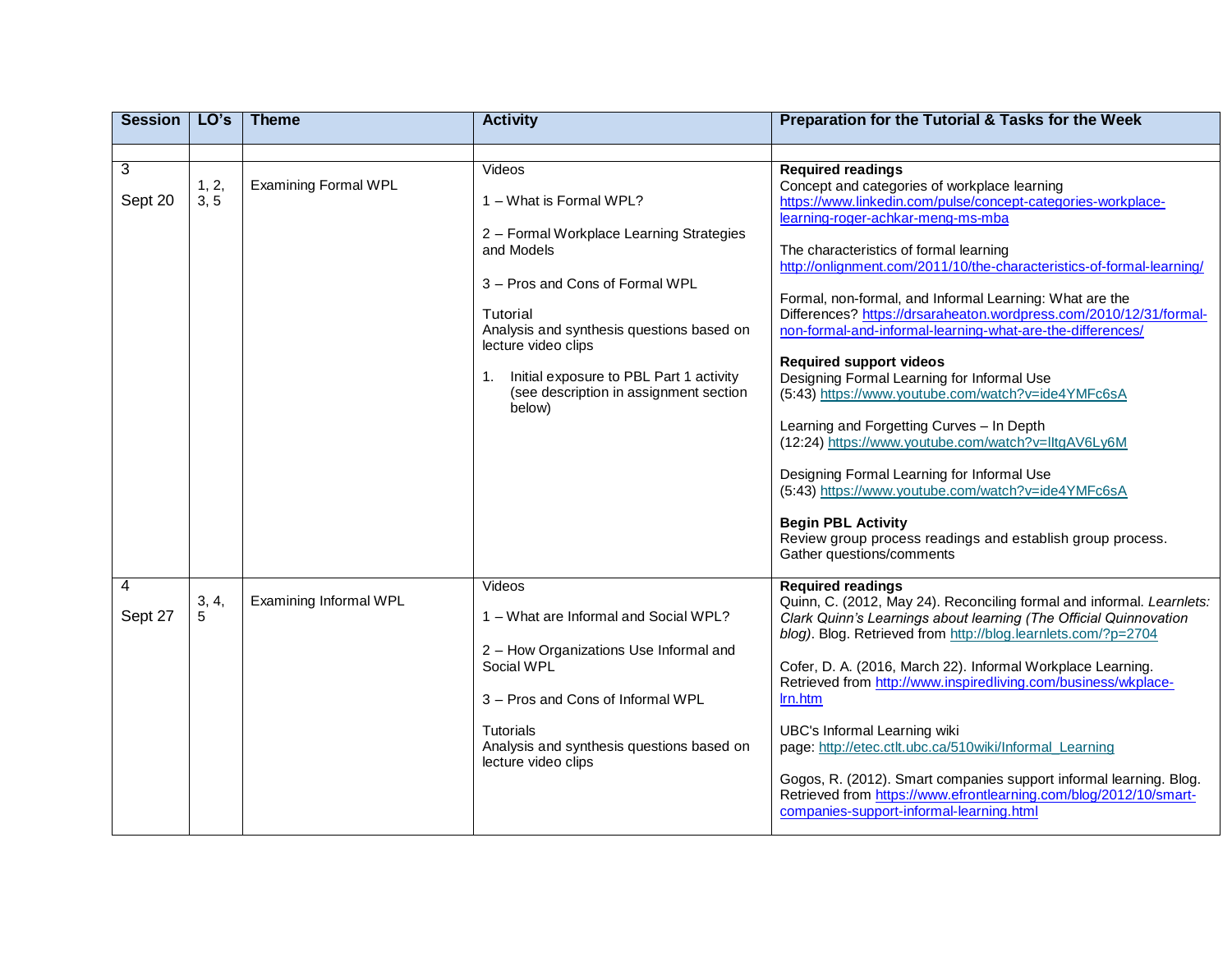| Session | LO's | Theme | Activity | Preparation for the Tutorial & Tasks for the Week |
|---|---|---|---|---|
| | | | | |
| 3<br><br>Sept 20 | 1, 2, 3, 5 | Examining Formal WPL | Videos<br><br>1 – What is Formal WPL?<br><br>2 – Formal Workplace Learning Strategies and Models<br><br>3 – Pros and Cons of Formal WPL<br><br>Tutorial<br>Analysis and synthesis questions based on lecture video clips<br><br>1. Initial exposure to PBL Part 1 activity (see description in assignment section below) | **Required readings**<br>Concept and categories of workplace learning<br>https://www.linkedin.com/pulse/concept-categories-workplace-learning-roger-achkar-meng-ms-mba<br><br>The characteristics of formal learning<br>http://onlignment.com/2011/10/the-characteristics-of-formal-learning/<br><br>Formal, non-formal, and Informal Learning: What are the Differences? https://drsaraheaton.wordpress.com/2010/12/31/formal-non-formal-and-informal-learning-what-are-the-differences/<br><br>**Required support videos**<br>Designing Formal Learning for Informal Use<br>(5:43) https://www.youtube.com/watch?v=ide4YMFc6sA<br><br>Learning and Forgetting Curves – In Depth<br>(12:24) https://www.youtube.com/watch?v=lltgAV6Ly6M<br><br>Designing Formal Learning for Informal Use<br>(5:43) https://www.youtube.com/watch?v=ide4YMFc6sA<br><br>**Begin PBL Activity**<br>Review group process readings and establish group process.<br>Gather questions/comments |
| 4<br><br>Sept 27 | 3, 4, 5 | Examining Informal WPL | Videos<br><br>1 – What are Informal and Social WPL?<br><br>2 – How Organizations Use Informal and Social WPL<br><br>3 – Pros and Cons of Informal WPL<br><br>Tutorials<br>Analysis and synthesis questions based on lecture video clips | **Required readings**<br>Quinn, C. (2012, May 24). Reconciling formal and informal. *Learnlets: Clark Quinn's Learnings about learning (The Official Quinnovation blog)*. Blog. Retrieved from http://blog.learnlets.com/?p=2704<br><br>Cofer, D. A. (2016, March 22). Informal Workplace Learning. Retrieved from http://www.inspiredliving.com/business/wkplace-lrn.htm<br><br>UBC's Informal Learning wiki page: http://etec.ctlt.ubc.ca/510wiki/Informal_Learning<br><br>Gogos, R. (2012). Smart companies support informal learning. Blog. Retrieved from https://www.efrontlearning.com/blog/2012/10/smart-companies-support-informal-learning.html |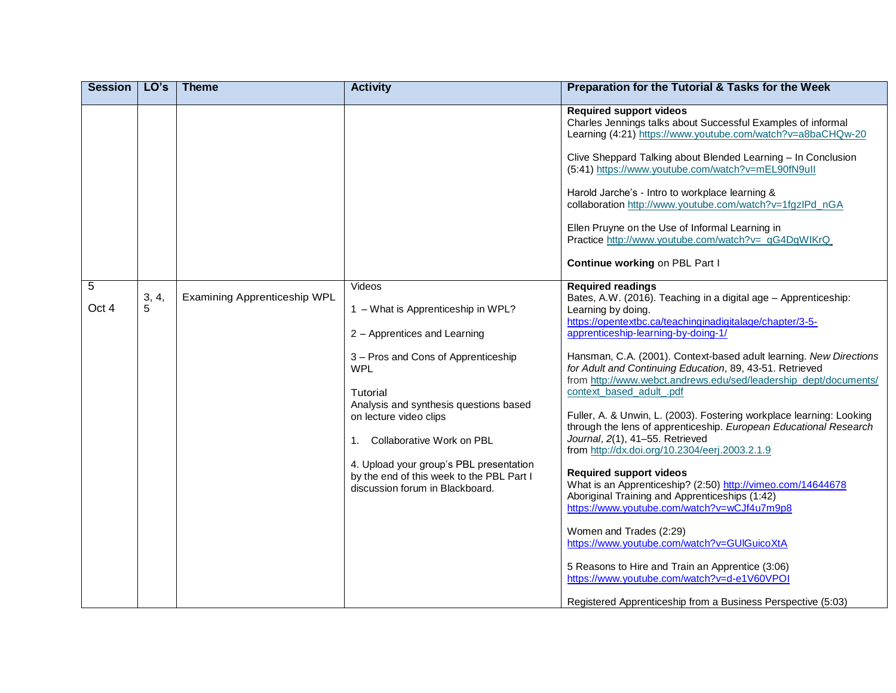| Session | LO's | Theme | Activity | Preparation for the Tutorial & Tasks for the Week |
| --- | --- | --- | --- | --- |
| | | | | **Required support videos**<br>Charles Jennings talks about Successful Examples of informal Learning (4:21) https://www.youtube.com/watch?v=a8baCHQw-20<br><br>Clive Sheppard Talking about Blended Learning – In Conclusion (5:41) https://www.youtube.com/watch?v=mEL90fN9uII<br><br>Harold Jarche's - Intro to workplace learning & collaboration http://www.youtube.com/watch?v=1fgzIPd_nGA<br><br>Ellen Pruyne on the Use of Informal Learning in Practice http://www.youtube.com/watch?v=_qG4DgWIKrQ<br><br>**Continue working** on PBL Part I |
| 5<br><br>Oct 4 | 3, 4, 5 | Examining Apprenticeship WPL | Videos<br><br>1 – What is Apprenticeship in WPL?<br><br>2 – Apprentices and Learning<br><br>3 – Pros and Cons of Apprenticeship WPL<br><br>Tutorial<br>Analysis and synthesis questions based on lecture video clips<br><br>1. Collaborative Work on PBL<br><br>4. Upload your group's PBL presentation by the end of this week to the PBL Part I discussion forum in Blackboard. | **Required readings**<br>Bates, A.W. (2016). Teaching in a digital age – Apprenticeship: Learning by doing. https://opentextbc.ca/teachinginadigitalage/chapter/3-5-apprenticeship-learning-by-doing-1/<br><br>Hansman, C.A. (2001). Context-based adult learning. *New Directions for Adult and Continuing Education*, 89, 43-51. Retrieved from http://www.webct.andrews.edu/sed/leadership_dept/documents/context_based_adult_.pdf<br><br>Fuller, A. & Unwin, L. (2003). Fostering workplace learning: Looking through the lens of apprenticeship. *European Educational Research Journal*, *2*(1), 41–55. Retrieved from http://dx.doi.org/10.2304/eerj.2003.2.1.9<br><br>**Required support videos**<br>What is an Apprenticeship? (2:50) http://vimeo.com/14644678<br>Aboriginal Training and Apprenticeships (1:42) https://www.youtube.com/watch?v=wCJf4u7m9p8<br><br>Women and Trades (2:29) https://www.youtube.com/watch?v=GUlGuicoXtA<br><br>5 Reasons to Hire and Train an Apprentice (3:06) https://www.youtube.com/watch?v=d-e1V60VPOI<br><br>Registered Apprenticeship from a Business Perspective (5:03) |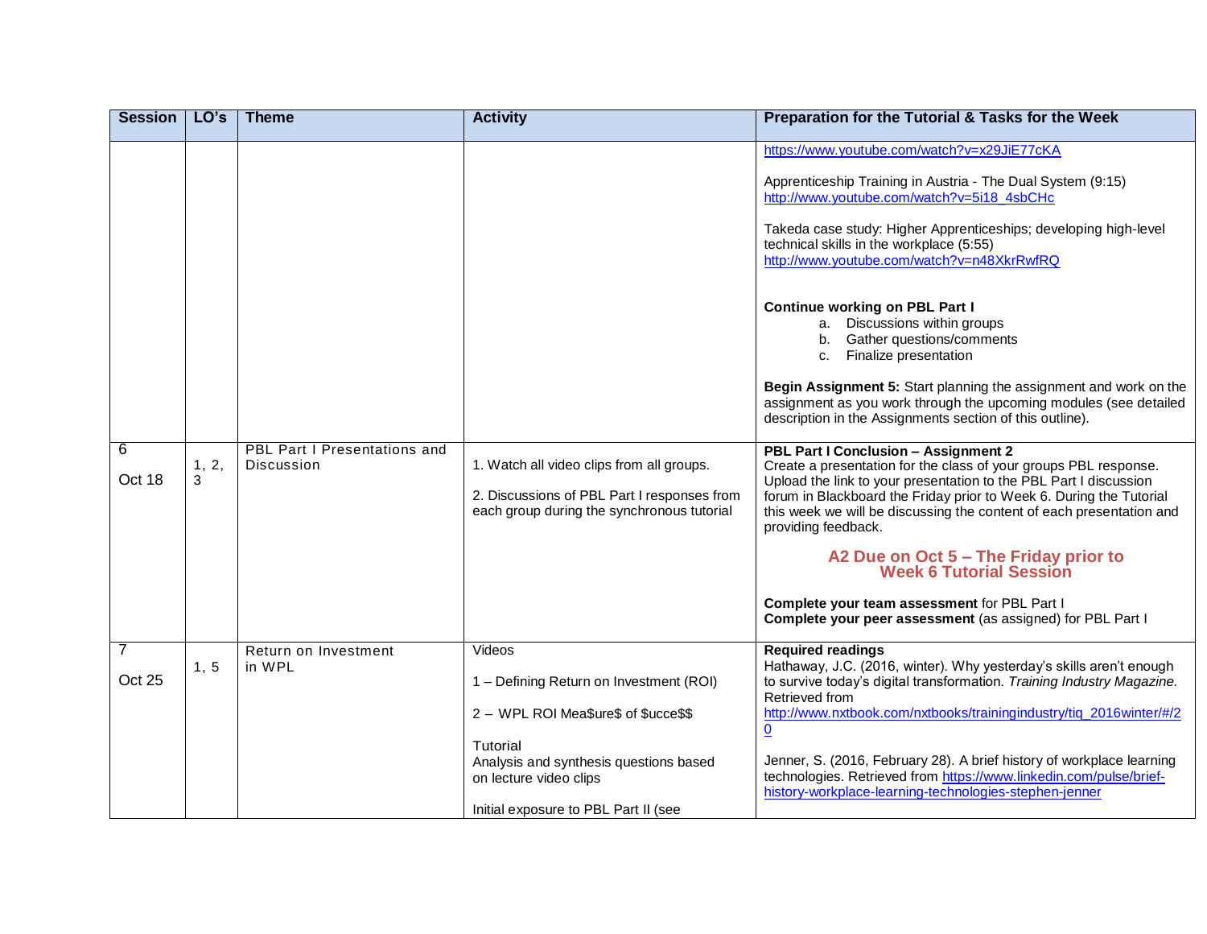| Session | LO's | Theme | Activity | Preparation for the Tutorial & Tasks for the Week |
|---|---|---|---|---|
| | | | | https://www.youtube.com/watch?v=x29JiE77cKA<br><br>Apprenticeship Training in Austria - The Dual System (9:15) http://www.youtube.com/watch?v=5i18_4sbCHc<br><br>Takeda case study: Higher Apprenticeships; developing high-level technical skills in the workplace (5:55) http://www.youtube.com/watch?v=n48XkrRwfRQ<br><br>**Continue working on PBL Part I**<br>a. Discussions within groups<br>b. Gather questions/comments<br>c. Finalize presentation<br><br>**Begin Assignment 5:** Start planning the assignment and work on the assignment as you work through the upcoming modules (see detailed description in the Assignments section of this outline). |
| 6<br><br>Oct 18 | 1, 2, 3 | PBL Part I Presentations and Discussion | 1. Watch all video clips from all groups.<br><br>2. Discussions of PBL Part I responses from each group during the synchronous tutorial | **PBL Part I Conclusion – Assignment 2**<br>Create a presentation for the class of your groups PBL response. Upload the link to your presentation to the PBL Part I discussion forum in Blackboard the Friday prior to Week 6. During the Tutorial this week we will be discussing the content of each presentation and providing feedback.<br><br>**A2 Due on Oct 5 – The Friday prior to Week 6 Tutorial Session**<br><br>**Complete your team assessment** for PBL Part I<br>**Complete your peer assessment** (as assigned) for PBL Part I |
| 7<br><br>Oct 25 | 1, 5 | Return on Investment in WPL | Videos<br><br>1 – Defining Return on Investment (ROI)<br><br>2 – WPL ROI Mea$ure$ of $ucce$$<br><br>Tutorial<br>Analysis and synthesis questions based on lecture video clips<br><br>Initial exposure to PBL Part II (see | **Required readings**<br>Hathaway, J.C. (2016, winter). Why yesterday's skills aren't enough to survive today's digital transformation. *Training Industry Magazine.* Retrieved from http://www.nxtbook.com/nxtbooks/trainingindustry/tiq_2016winter/#/20<br><br>Jenner, S. (2016, February 28). A brief history of workplace learning technologies. Retrieved from https://www.linkedin.com/pulse/brief-history-workplace-learning-technologies-stephen-jenner |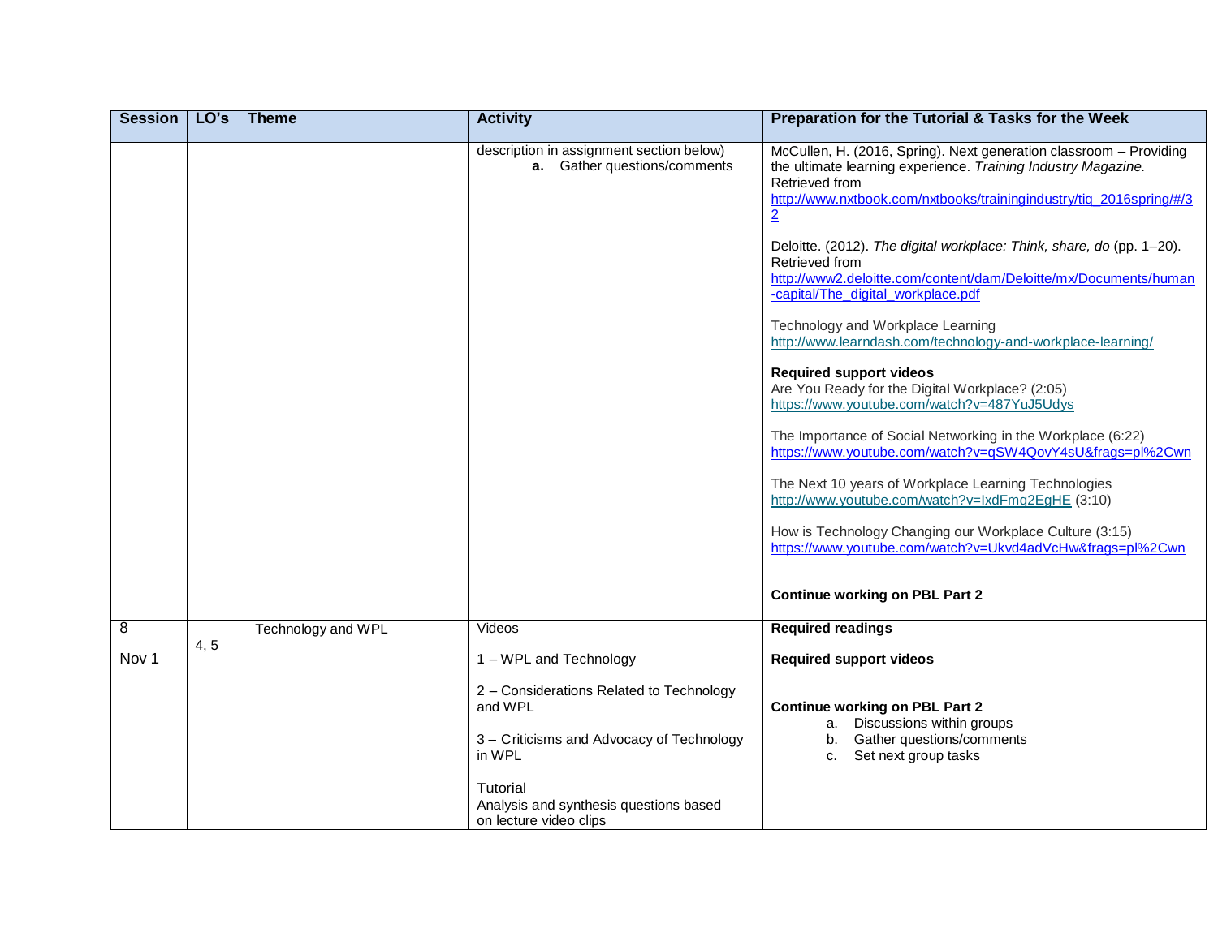| Session | LO's | Theme | Activity | Preparation for the Tutorial & Tasks for the Week |
|---|---|---|---|---|
| | | | description in assignment section below)<br>**a.** Gather questions/comments | McCullen, H. (2016, Spring). Next generation classroom – Providing the ultimate learning experience. *Training Industry Magazine.* Retrieved from http://www.nxtbook.com/nxtbooks/trainingindustry/tiq_2016spring/#/32<br><br>Deloitte. (2012). *The digital workplace: Think, share, do* (pp. 1–20). Retrieved from http://www2.deloitte.com/content/dam/Deloitte/mx/Documents/human-capital/The_digital_workplace.pdf<br><br>Technology and Workplace Learning http://www.learndash.com/technology-and-workplace-learning/<br><br>**Required support videos**<br>Are You Ready for the Digital Workplace? (2:05) https://www.youtube.com/watch?v=487YuJ5Udys<br><br>The Importance of Social Networking in the Workplace (6:22) https://www.youtube.com/watch?v=qSW4QovY4sU&frags=pl%2Cwn<br><br>The Next 10 years of Workplace Learning Technologies http://www.youtube.com/watch?v=IxdFmq2EgHE (3:10)<br><br>How is Technology Changing our Workplace Culture (3:15) https://www.youtube.com/watch?v=Ukvd4adVcHw&frags=pl%2Cwn<br><br>**Continue working on PBL Part 2** |
| 8<br><br>Nov 1 | 4, 5 | Technology and WPL | Videos<br><br>1 – WPL and Technology<br><br>2 – Considerations Related to Technology and WPL<br><br>3 – Criticisms and Advocacy of Technology in WPL<br><br>Tutorial<br>Analysis and synthesis questions based on lecture video clips | **Required readings**<br><br>**Required support videos**<br><br>**Continue working on PBL Part 2**<br>a. Discussions within groups<br>b. Gather questions/comments<br>c. Set next group tasks |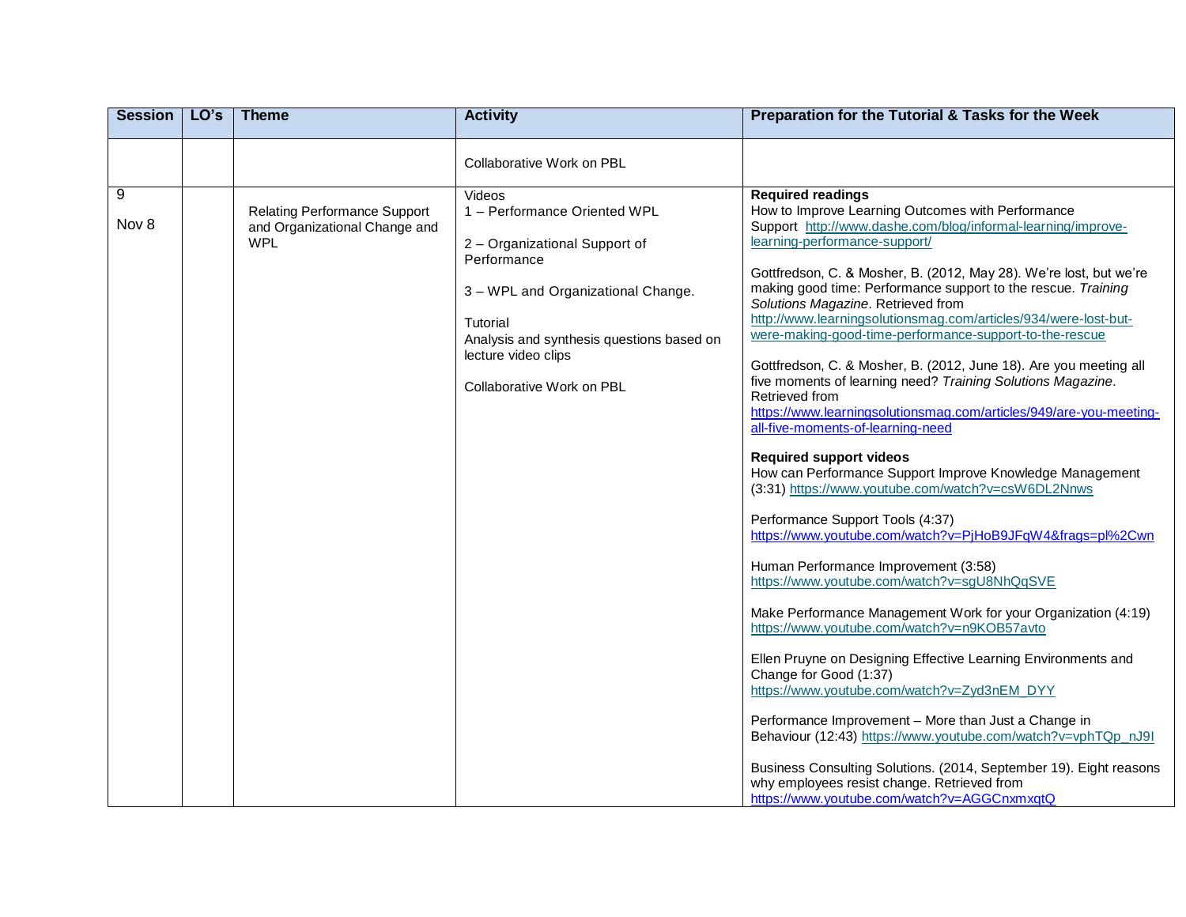| Session | LO's | Theme | Activity | Preparation for the Tutorial & Tasks for the Week |
|---|---|---|---|---|
| | | | Collaborative Work on PBL | |
| 9<br><br>Nov 8 | | Relating Performance Support and Organizational Change and WPL | Videos<br>1 – Performance Oriented WPL<br><br>2 – Organizational Support of Performance<br><br>3 – WPL and Organizational Change.<br><br>Tutorial<br>Analysis and synthesis questions based on lecture video clips<br><br>Collaborative Work on PBL | **Required readings**<br>How to Improve Learning Outcomes with Performance Support http://www.dashe.com/blog/informal-learning/improve-learning-performance-support/<br><br>Gottfredson, C. & Mosher, B. (2012, May 28). We're lost, but we're making good time: Performance support to the rescue. *Training Solutions Magazine*. Retrieved from http://www.learningsolutionsmag.com/articles/934/were-lost-but-were-making-good-time-performance-support-to-the-rescue<br><br>Gottfredson, C. & Mosher, B. (2012, June 18). Are you meeting all five moments of learning need? *Training Solutions Magazine*. Retrieved from https://www.learningsolutionsmag.com/articles/949/are-you-meeting-all-five-moments-of-learning-need<br><br>**Required support videos**<br>How can Performance Support Improve Knowledge Management (3:31) https://www.youtube.com/watch?v=csW6DL2Nnws<br><br>Performance Support Tools (4:37) https://www.youtube.com/watch?v=PjHoB9JFqW4&frags=pl%2Cwn<br><br>Human Performance Improvement (3:58) https://www.youtube.com/watch?v=sgU8NhQqSVE<br><br>Make Performance Management Work for your Organization (4:19) https://www.youtube.com/watch?v=n9KOB57avto<br><br>Ellen Pruyne on Designing Effective Learning Environments and Change for Good (1:37) https://www.youtube.com/watch?v=Zyd3nEM_DYY<br><br>Performance Improvement – More than Just a Change in Behaviour (12:43) https://www.youtube.com/watch?v=vphTQp_nJ9I<br><br>Business Consulting Solutions. (2014, September 19). Eight reasons why employees resist change. Retrieved from https://www.youtube.com/watch?v=AGGCnxmxqtQ |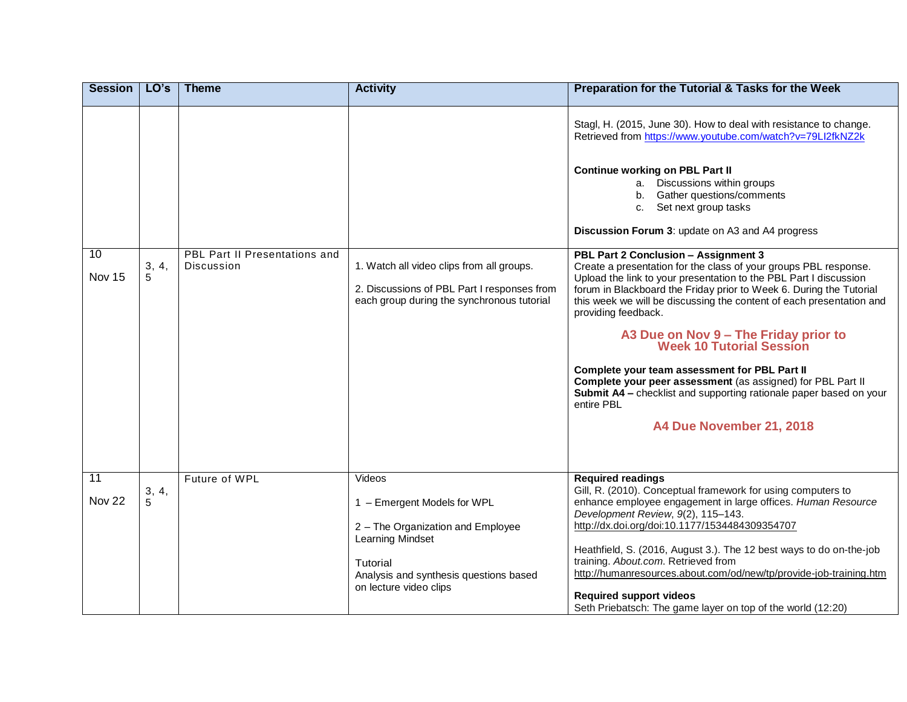| Session | LO's | Theme | Activity | Preparation for the Tutorial & Tasks for the Week |
|---|---|---|---|---|
| | | | | Stagl, H. (2015, June 30). How to deal with resistance to change. Retrieved from https://www.youtube.com/watch?v=79LI2fkNZ2k<br><br>**Continue working on PBL Part II**<br>a. Discussions within groups<br>b. Gather questions/comments<br>c. Set next group tasks<br><br>**Discussion Forum 3**: update on A3 and A4 progress |
| 10<br>Nov 15 | 3, 4, 5 | PBL Part II Presentations and Discussion | 1. Watch all video clips from all groups.<br><br>2. Discussions of PBL Part I responses from each group during the synchronous tutorial | **PBL Part 2 Conclusion – Assignment 3**<br>Create a presentation for the class of your groups PBL response. Upload the link to your presentation to the PBL Part I discussion forum in Blackboard the Friday prior to Week 6. During the Tutorial this week we will be discussing the content of each presentation and providing feedback.<br><br>**A3 Due on Nov 9 – The Friday prior to Week 10 Tutorial Session**<br><br>**Complete your team assessment for PBL Part II**<br>**Complete your peer assessment** (as assigned) for PBL Part II<br>**Submit A4 –** checklist and supporting rationale paper based on your entire PBL<br><br>**A4 Due November 21, 2018** |
| 11<br>Nov 22 | 3, 4, 5 | Future of WPL | Videos<br><br>1 – Emergent Models for WPL<br><br>2 – The Organization and Employee Learning Mindset<br><br>Tutorial<br>Analysis and synthesis questions based on lecture video clips | **Required readings**<br>Gill, R. (2010). Conceptual framework for using computers to enhance employee engagement in large offices. *Human Resource Development Review*, *9*(2), 115–143. http://dx.doi.org/doi:10.1177/1534484309354707<br><br>Heathfield, S. (2016, August 3.). The 12 best ways to do on-the-job training. *About.com*. Retrieved from http://humanresources.about.com/od/new/tp/provide-job-training.htm<br><br>**Required support videos**<br>Seth Priebatsch: The game layer on top of the world (12:20) |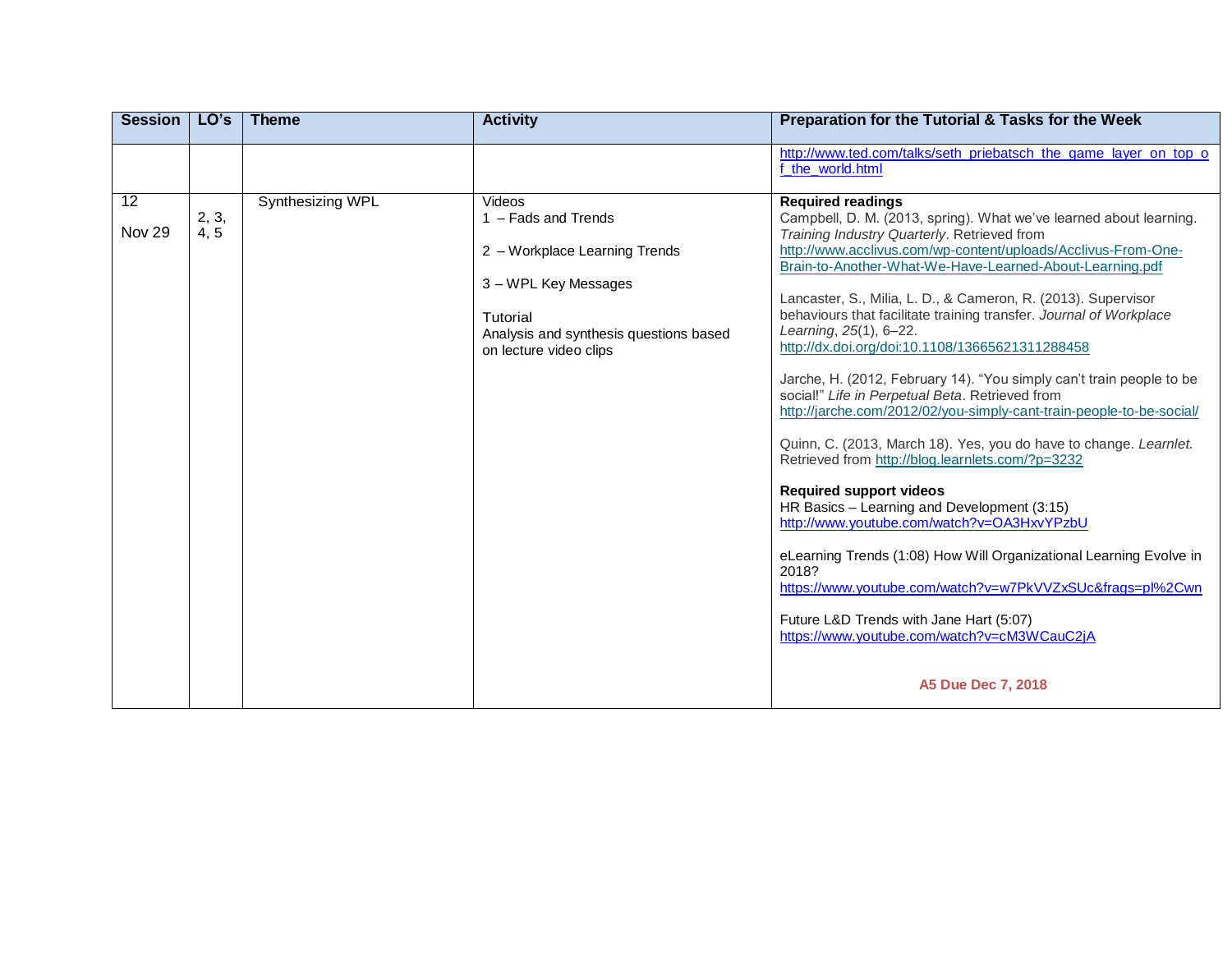| Session | LO's | Theme | Activity | Preparation for the Tutorial & Tasks for the Week |
|---|---|---|---|---|
| | | | | http://www.ted.com/talks/seth_priebatsch_the_game_layer_on_top_of_the_world.html |
| 12<br><br>Nov 29 | 2, 3, 4, 5 | Synthesizing WPL | Videos<br>1 – Fads and Trends<br><br>2 – Workplace Learning Trends<br><br>3 – WPL Key Messages<br><br>Tutorial<br>Analysis and synthesis questions based on lecture video clips | **Required readings**<br>Campbell, D. M. (2013, spring). What we've learned about learning. *Training Industry Quarterly*. Retrieved from http://www.acclivus.com/wp-content/uploads/Acclivus-From-One-Brain-to-Another-What-We-Have-Learned-About-Learning.pdf<br><br>Lancaster, S., Milia, L. D., & Cameron, R. (2013). Supervisor behaviours that facilitate training transfer. *Journal of Workplace Learning*, *25*(1), 6–22. http://dx.doi.org/doi:10.1108/13665621311288458<br><br>Jarche, H. (2012, February 14). "You simply can't train people to be social!" *Life in Perpetual Beta*. Retrieved from http://jarche.com/2012/02/you-simply-cant-train-people-to-be-social/<br><br>Quinn, C. (2013, March 18). Yes, you do have to change. *Learnlet.* Retrieved from http://blog.learnlets.com/?p=3232<br><br>**Required support videos**<br>HR Basics – Learning and Development (3:15)<br>http://www.youtube.com/watch?v=OA3HxvYPzbU<br><br>eLearning Trends (1:08) How Will Organizational Learning Evolve in 2018?<br>https://www.youtube.com/watch?v=w7PkVVZxSUc&frags=pl%2Cwn<br><br>Future L&D Trends with Jane Hart (5:07)<br>https://www.youtube.com/watch?v=cM3WCauC2jA<br><br>**A5 Due Dec 7, 2018** |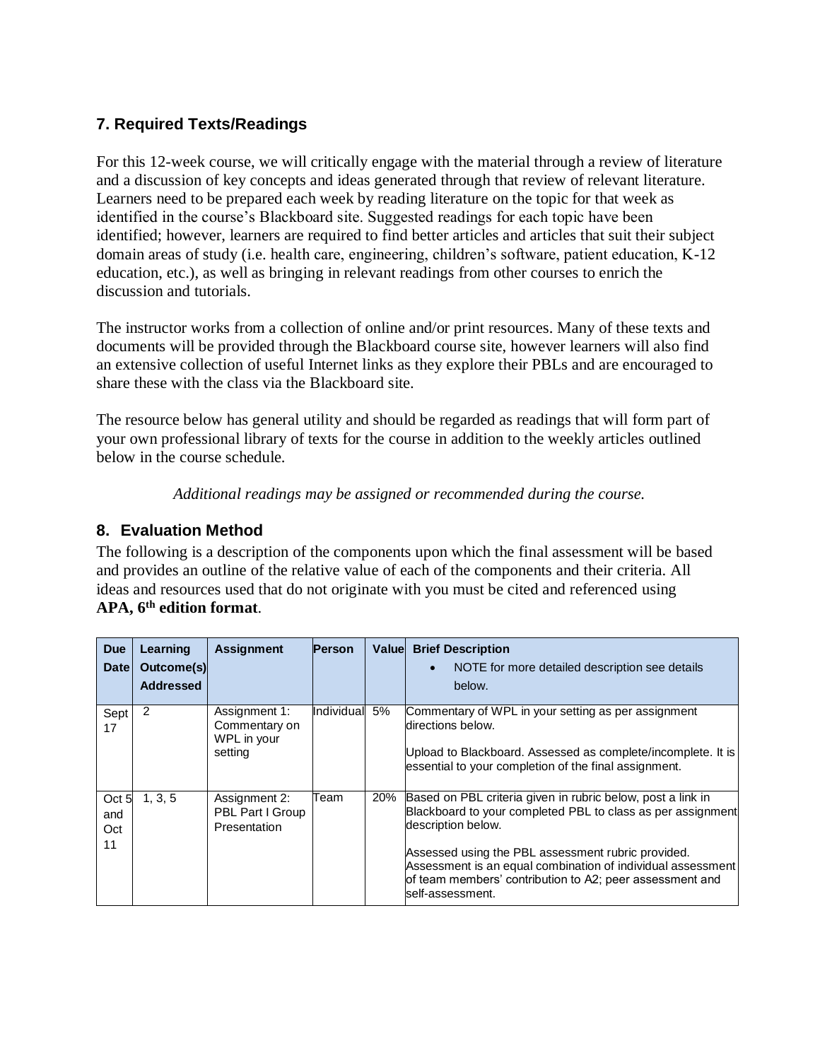## 7. Required Texts/Readings

For this 12-week course, we will critically engage with the material through a review of literature and a discussion of key concepts and ideas generated through that review of relevant literature. Learners need to be prepared each week by reading literature on the topic for that week as identified in the course's Blackboard site. Suggested readings for each topic have been identified; however, learners are required to find better articles and articles that suit their subject domain areas of study (i.e. health care, engineering, children's software, patient education, K-12 education, etc.), as well as bringing in relevant readings from other courses to enrich the discussion and tutorials.

The instructor works from a collection of online and/or print resources. Many of these texts and documents will be provided through the Blackboard course site, however learners will also find an extensive collection of useful Internet links as they explore their PBLs and are encouraged to share these with the class via the Blackboard site.

The resource below has general utility and should be regarded as readings that will form part of your own professional library of texts for the course in addition to the weekly articles outlined below in the course schedule.

*Additional readings may be assigned or recommended during the course.*

## 8. Evaluation Method

The following is a description of the components upon which the final assessment will be based and provides an outline of the relative value of each of the components and their criteria. All ideas and resources used that do not originate with you must be cited and referenced using **APA, 6th edition format**.

| Due Date | Learning Outcome(s) Addressed | Assignment | Person | Value | Brief Description<br>• NOTE for more detailed description see details below. |
|---|---|---|---|---|---|
| Sept 17 | 2 | Assignment 1: Commentary on WPL in your setting | Individual | 5% | Commentary of WPL in your setting as per assignment directions below.<br><br>Upload to Blackboard. Assessed as complete/incomplete. It is essential to your completion of the final assignment. |
| Oct 5 and Oct 11 | 1, 3, 5 | Assignment 2: PBL Part I Group Presentation | Team | 20% | Based on PBL criteria given in rubric below, post a link in Blackboard to your completed PBL to class as per assignment description below.<br><br>Assessed using the PBL assessment rubric provided. Assessment is an equal combination of individual assessment of team members' contribution to A2; peer assessment and self-assessment. |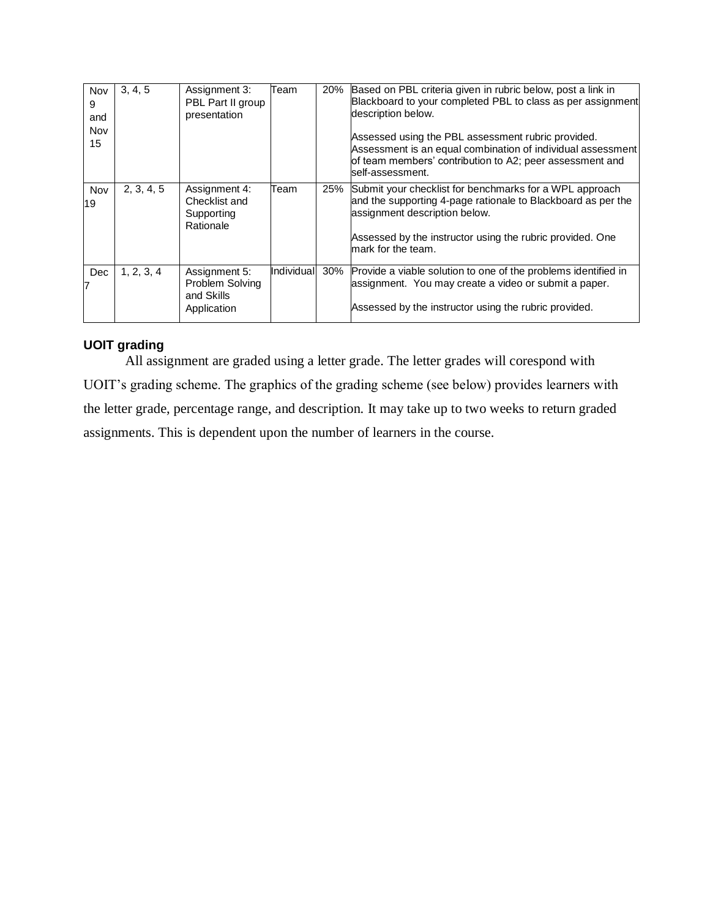| Nov 9 and Nov 15 | 3, 4, 5 | Assignment 3: PBL Part II group presentation | Team | 20% | Based on PBL criteria given in rubric below, post a link in Blackboard to your completed PBL to class as per assignment description below.<br><br>Assessed using the PBL assessment rubric provided. Assessment is an equal combination of individual assessment of team members' contribution to A2; peer assessment and self-assessment. |
|---|---|---|---|---|---|
| Nov 19 | 2, 3, 4, 5 | Assignment 4: Checklist and Supporting Rationale | Team | 25% | Submit your checklist for benchmarks for a WPL approach and the supporting 4-page rationale to Blackboard as per the assignment description below.<br><br>Assessed by the instructor using the rubric provided. One mark for the team. |
| Dec 7 | 1, 2, 3, 4 | Assignment 5: Problem Solving and Skills Application | Individual | 30% | Provide a viable solution to one of the problems identified in assignment. You may create a video or submit a paper.<br><br>Assessed by the instructor using the rubric provided. |

**UOIT grading**

All assignment are graded using a letter grade. The letter grades will corespond with UOIT's grading scheme. The graphics of the grading scheme (see below) provides learners with the letter grade, percentage range, and description. It may take up to two weeks to return graded assignments. This is dependent upon the number of learners in the course.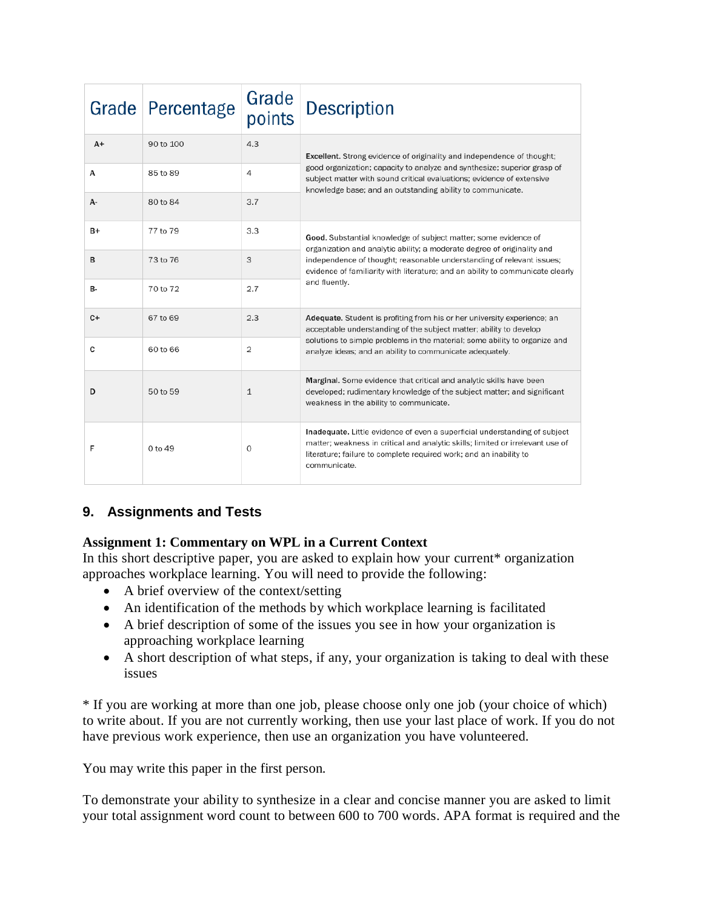| Grade | Percentage | Grade points | Description |
|---|---|---|---|
| A+ | 90 to 100 | 4.3 | **Excellent.** Strong evidence of originality and independence of thought; good organization; capacity to analyze and synthesize; superior grasp of subject matter with sound critical evaluations; evidence of extensive knowledge base; and an outstanding ability to communicate. |
| A | 85 to 89 | 4 | |
| A- | 80 to 84 | 3.7 | |
| B+ | 77 to 79 | 3.3 | **Good.** Substantial knowledge of subject matter; some evidence of organization and analytic ability; a moderate degree of originality and independence of thought; reasonable understanding of relevant issues; evidence of familiarity with literature; and an ability to communicate clearly and fluently. |
| B | 73 to 76 | 3 | |
| B- | 70 to 72 | 2.7 | |
| C+ | 67 to 69 | 2.3 | **Adequate.** Student is profiting from his or her university experience; an acceptable understanding of the subject matter; ability to develop solutions to simple problems in the material; some ability to organize and analyze ideas; and an ability to communicate adequately. |
| C | 60 to 66 | 2 | |
| D | 50 to 59 | 1 | **Marginal.** Some evidence that critical and analytic skills have been developed; rudimentary knowledge of the subject matter; and significant weakness in the ability to communicate. |
| F | 0 to 49 | 0 | **Inadequate.** Little evidence of even a superficial understanding of subject matter; weakness in critical and analytic skills; limited or irrelevant use of literature; failure to complete required work; and an inability to communicate. |

## 9. Assignments and Tests

**Assignment 1: Commentary on WPL in a Current Context**

In this short descriptive paper, you are asked to explain how your current* organization approaches workplace learning. You will need to provide the following:

- A brief overview of the context/setting
- An identification of the methods by which workplace learning is facilitated
- A brief description of some of the issues you see in how your organization is approaching workplace learning
- A short description of what steps, if any, your organization is taking to deal with these issues

* If you are working at more than one job, please choose only one job (your choice of which) to write about. If you are not currently working, then use your last place of work. If you do not have previous work experience, then use an organization you have volunteered.

You may write this paper in the first person.

To demonstrate your ability to synthesize in a clear and concise manner you are asked to limit your total assignment word count to between 600 to 700 words. APA format is required and the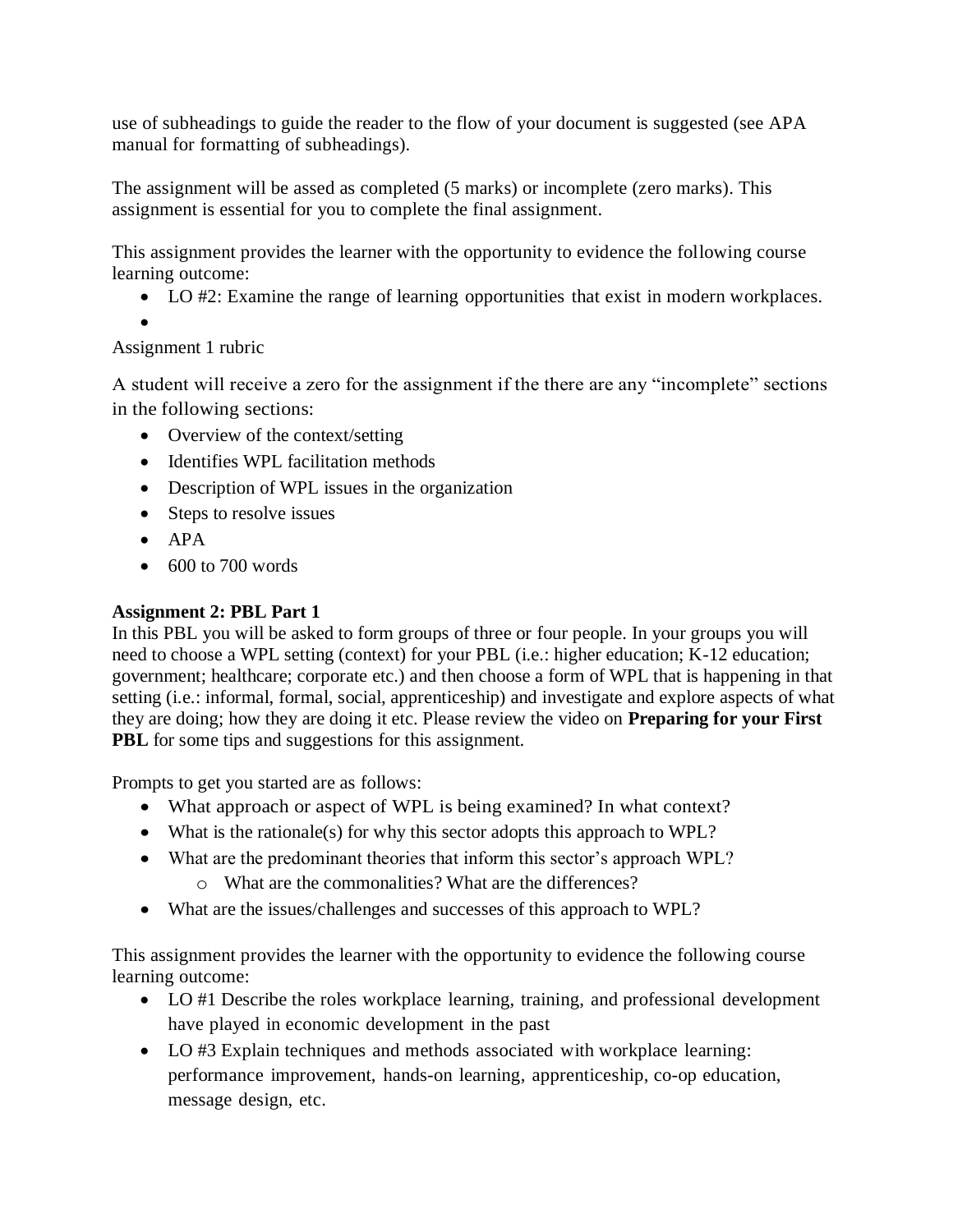use of subheadings to guide the reader to the flow of your document is suggested (see APA manual for formatting of subheadings).

The assignment will be assed as completed (5 marks) or incomplete (zero marks). This assignment is essential for you to complete the final assignment.

This assignment provides the learner with the opportunity to evidence the following course learning outcome:

- LO #2: Examine the range of learning opportunities that exist in modern workplaces.
-

Assignment 1 rubric

A student will receive a zero for the assignment if the there are any "incomplete" sections in the following sections:

- Overview of the context/setting
- Identifies WPL facilitation methods
- Description of WPL issues in the organization
- Steps to resolve issues
- APA
- 600 to 700 words

**Assignment 2: PBL Part 1**

In this PBL you will be asked to form groups of three or four people. In your groups you will need to choose a WPL setting (context) for your PBL (i.e.: higher education; K-12 education; government; healthcare; corporate etc.) and then choose a form of WPL that is happening in that setting (i.e.: informal, formal, social, apprenticeship) and investigate and explore aspects of what they are doing; how they are doing it etc. Please review the video on **Preparing for your First PBL** for some tips and suggestions for this assignment.

Prompts to get you started are as follows:

- What approach or aspect of WPL is being examined? In what context?
- What is the rationale(s) for why this sector adopts this approach to WPL?
- What are the predominant theories that inform this sector's approach WPL?
  - What are the commonalities? What are the differences?
- What are the issues/challenges and successes of this approach to WPL?

This assignment provides the learner with the opportunity to evidence the following course learning outcome:

- LO #1 Describe the roles workplace learning, training, and professional development have played in economic development in the past
- LO #3 Explain techniques and methods associated with workplace learning: performance improvement, hands-on learning, apprenticeship, co-op education, message design, etc.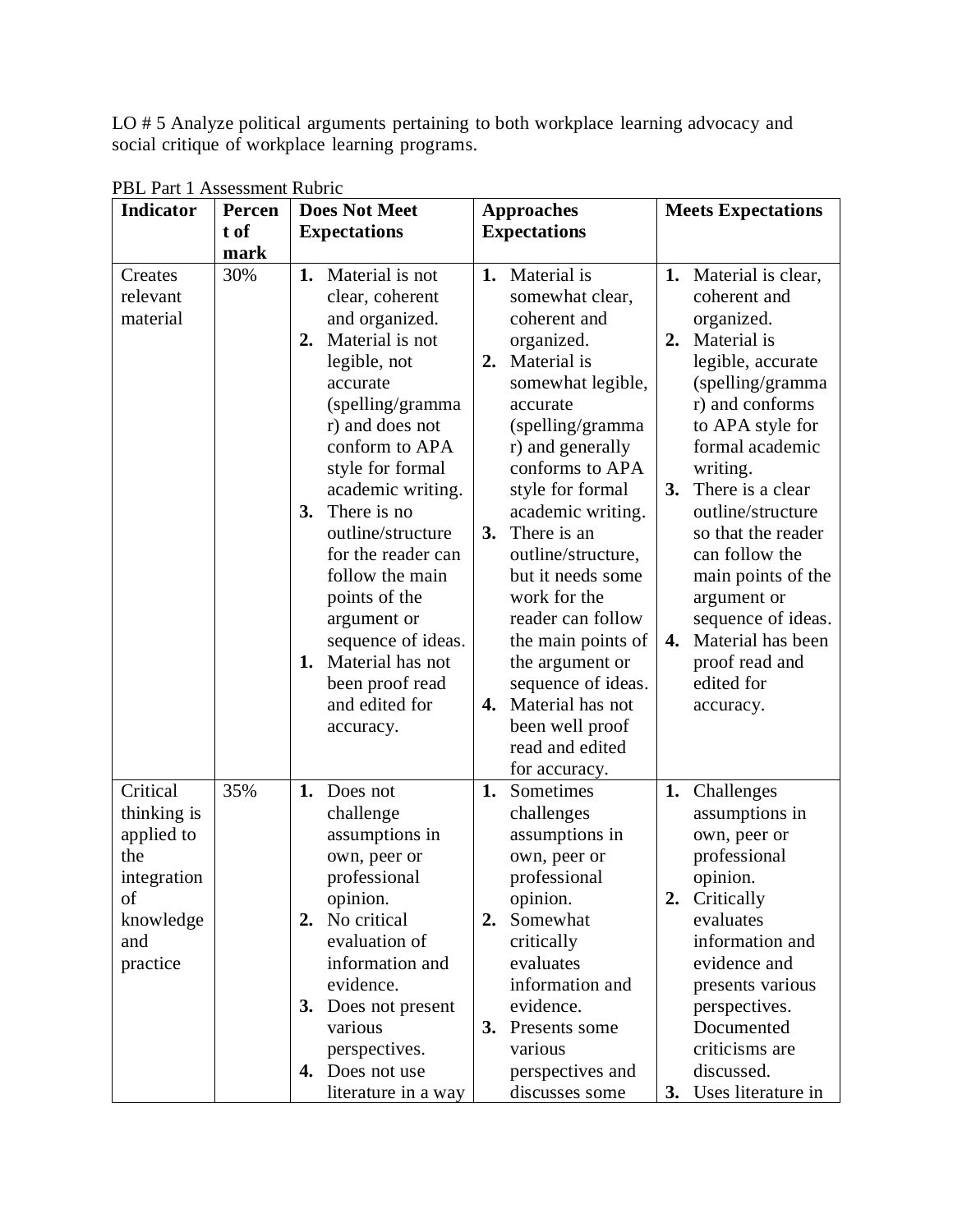LO # 5 Analyze political arguments pertaining to both workplace learning advocacy and social critique of workplace learning programs.

PBL Part 1 Assessment Rubric

| Indicator | Percent of mark | Does Not Meet Expectations | Approaches Expectations | Meets Expectations |
|---|---|---|---|---|
| Creates relevant material | 30% | **1.** Material is not clear, coherent and organized. **2.** Material is not legible, not accurate (spelling/grammar) and does not conform to APA style for formal academic writing. **3.** There is no outline/structure for the reader can follow the main points of the argument or sequence of ideas. **1.** Material has not been proof read and edited for accuracy. | **1.** Material is somewhat clear, coherent and organized. **2.** Material is somewhat legible, accurate (spelling/grammar) and generally conforms to APA style for formal academic writing. **3.** There is an outline/structure, but it needs some work for the reader can follow the main points of the argument or sequence of ideas. **4.** Material has not been well proof read and edited for accuracy. | **1.** Material is clear, coherent and organized. **2.** Material is legible, accurate (spelling/grammar) and conforms to APA style for formal academic writing. **3.** There is a clear outline/structure so that the reader can follow the main points of the argument or sequence of ideas. **4.** Material has been proof read and edited for accuracy. |
| Critical thinking is applied to the integration of knowledge and practice | 35% | **1.** Does not challenge assumptions in own, peer or professional opinion. **2.** No critical evaluation of information and evidence. **3.** Does not present various perspectives. **4.** Does not use literature in a way | **1.** Sometimes challenges assumptions in own, peer or professional opinion. **2.** Somewhat critically evaluates information and evidence. **3.** Presents some various perspectives and discusses some | **1.** Challenges assumptions in own, peer or professional opinion. **2.** Critically evaluates information and evidence and presents various perspectives. Documented criticisms are discussed. **3.** Uses literature in |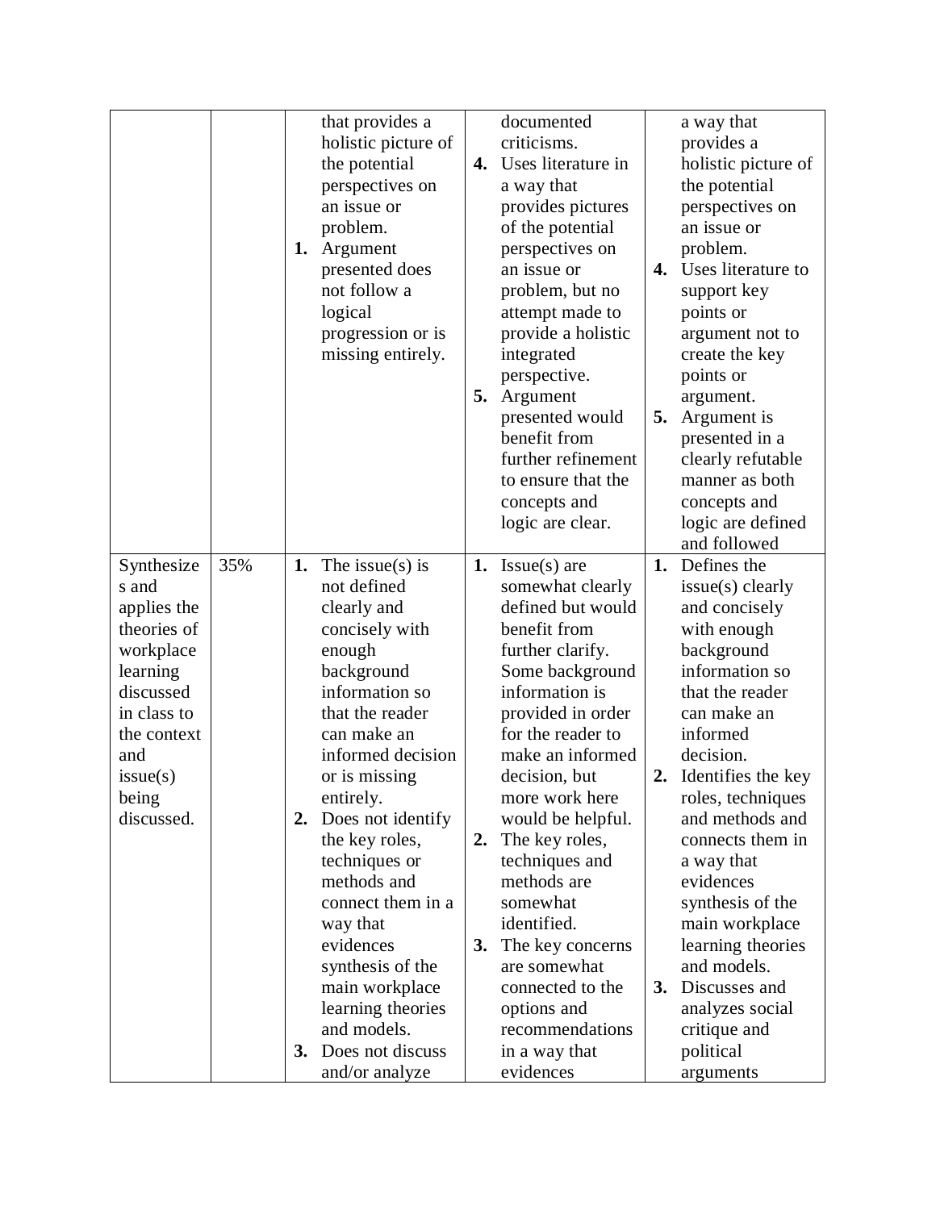| | | | | |
|---|---|---|---|---|
| | | that provides a holistic picture of the potential perspectives on an issue or problem. **1.** Argument presented does not follow a logical progression or is missing entirely. | documented criticisms. **4.** Uses literature in a way that provides pictures of the potential perspectives on an issue or problem, but no attempt made to provide a holistic integrated perspective. **5.** Argument presented would benefit from further refinement to ensure that the concepts and logic are clear. | a way that provides a holistic picture of the potential perspectives on an issue or problem. **4.** Uses literature to support key points or argument not to create the key points or argument. **5.** Argument is presented in a clearly refutable manner as both concepts and logic are defined and followed |
| Synthesizes and applies the theories of workplace learning discussed in class to the context and issue(s) being discussed. | 35% | **1.** The issue(s) is not defined clearly and concisely with enough background information so that the reader can make an informed decision or is missing entirely. **2.** Does not identify the key roles, techniques or methods and connect them in a way that evidences synthesis of the main workplace learning theories and models. **3.** Does not discuss and/or analyze | **1.** Issue(s) are somewhat clearly defined but would benefit from further clarify. Some background information is provided in order for the reader to make an informed decision, but more work here would be helpful. **2.** The key roles, techniques and methods are somewhat identified. **3.** The key concerns are somewhat connected to the options and recommendations in a way that evidences | **1.** Defines the issue(s) clearly and concisely with enough background information so that the reader can make an informed decision. **2.** Identifies the key roles, techniques and methods and connects them in a way that evidences synthesis of the main workplace learning theories and models. **3.** Discusses and analyzes social critique and political arguments |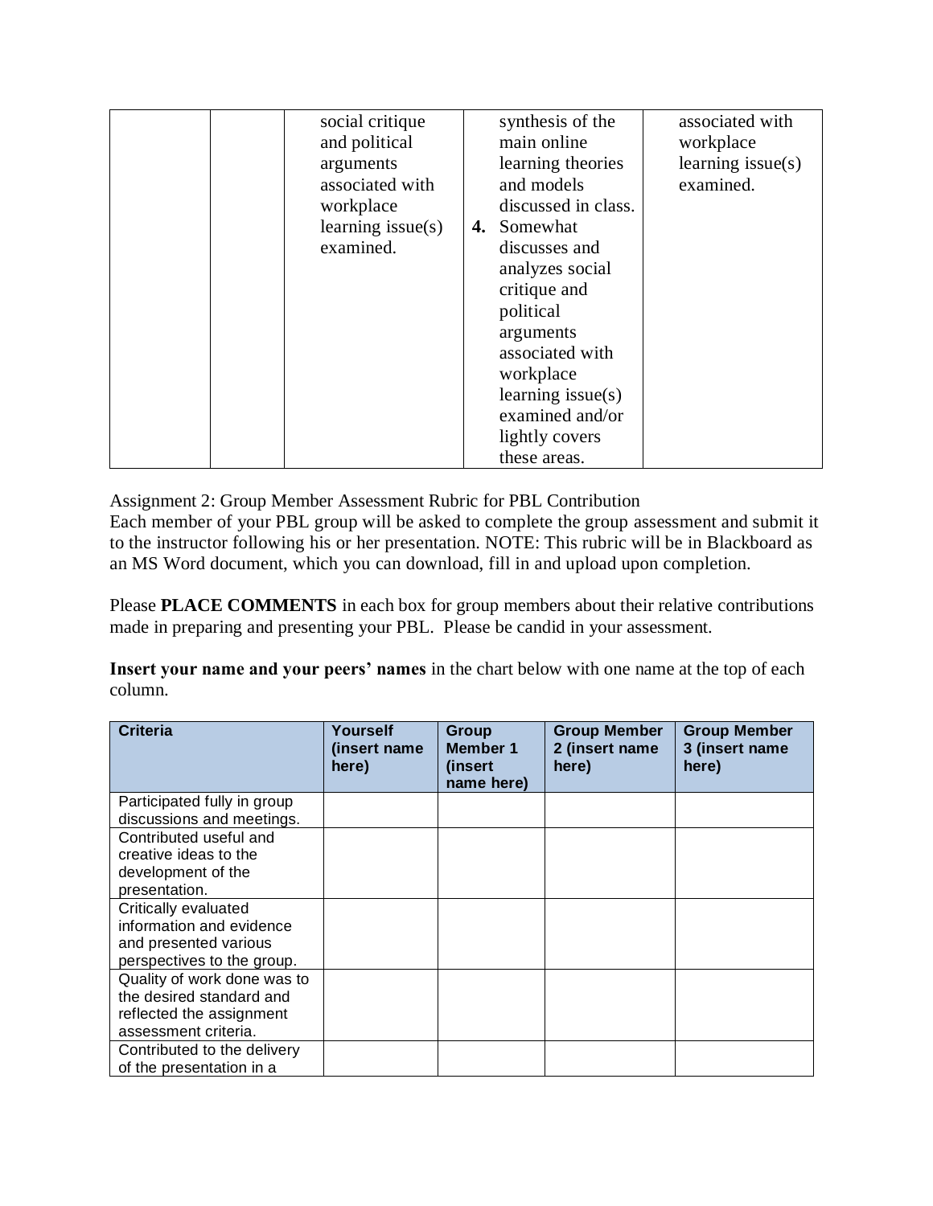| | | | | |
|---|---|---|---|---|
| | | social critique and political arguments associated with workplace learning issue(s) examined. | synthesis of the main online learning theories and models discussed in class. **4.** Somewhat discusses and analyzes social critique and political arguments associated with workplace learning issue(s) examined and/or lightly covers these areas. | associated with workplace learning issue(s) examined. |

Assignment 2: Group Member Assessment Rubric for PBL Contribution
Each member of your PBL group will be asked to complete the group assessment and submit it to the instructor following his or her presentation. NOTE: This rubric will be in Blackboard as an MS Word document, which you can download, fill in and upload upon completion.

Please **PLACE COMMENTS** in each box for group members about their relative contributions made in preparing and presenting your PBL. Please be candid in your assessment.

**Insert your name and your peers' names** in the chart below with one name at the top of each column.

| Criteria | Yourself (insert name here) | Group Member 1 (insert name here) | Group Member 2 (insert name here) | Group Member 3 (insert name here) |
|---|---|---|---|---|
| Participated fully in group discussions and meetings. | | | | |
| Contributed useful and creative ideas to the development of the presentation. | | | | |
| Critically evaluated information and evidence and presented various perspectives to the group. | | | | |
| Quality of work done was to the desired standard and reflected the assignment assessment criteria. | | | | |
| Contributed to the delivery of the presentation in a | | | | |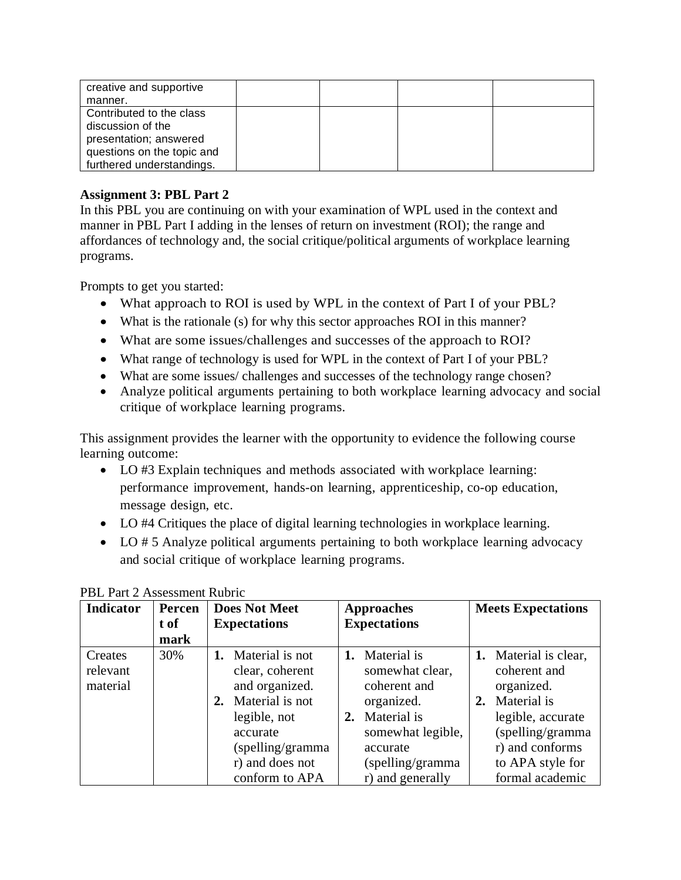| | | | | |
|---|---|---|---|---|
| creative and supportive manner. | | | | |
| Contributed to the class discussion of the presentation; answered questions on the topic and furthered understandings. | | | | |

**Assignment 3: PBL Part 2**

In this PBL you are continuing on with your examination of WPL used in the context and manner in PBL Part I adding in the lenses of return on investment (ROI); the range and affordances of technology and, the social critique/political arguments of workplace learning programs.

Prompts to get you started:

- What approach to ROI is used by WPL in the context of Part I of your PBL?
- What is the rationale (s) for why this sector approaches ROI in this manner?
- What are some issues/challenges and successes of the approach to ROI?
- What range of technology is used for WPL in the context of Part I of your PBL?
- What are some issues/ challenges and successes of the technology range chosen?
- Analyze political arguments pertaining to both workplace learning advocacy and social critique of workplace learning programs.

This assignment provides the learner with the opportunity to evidence the following course learning outcome:

- LO #3 Explain techniques and methods associated with workplace learning: performance improvement, hands-on learning, apprenticeship, co-op education, message design, etc.
- LO #4 Critiques the place of digital learning technologies in workplace learning.
- LO # 5 Analyze political arguments pertaining to both workplace learning advocacy and social critique of workplace learning programs.

PBL Part 2 Assessment Rubric

| Indicator | Percent of mark | Does Not Meet Expectations | Approaches Expectations | Meets Expectations |
|---|---|---|---|---|
| Creates relevant material | 30% | **1.** Material is not clear, coherent and organized. **2.** Material is not legible, not accurate (spelling/grammar) and does not conform to APA | **1.** Material is somewhat clear, coherent and organized. **2.** Material is somewhat legible, accurate (spelling/grammar) and generally | **1.** Material is clear, coherent and organized. **2.** Material is legible, accurate (spelling/grammar) and conforms to APA style for formal academic |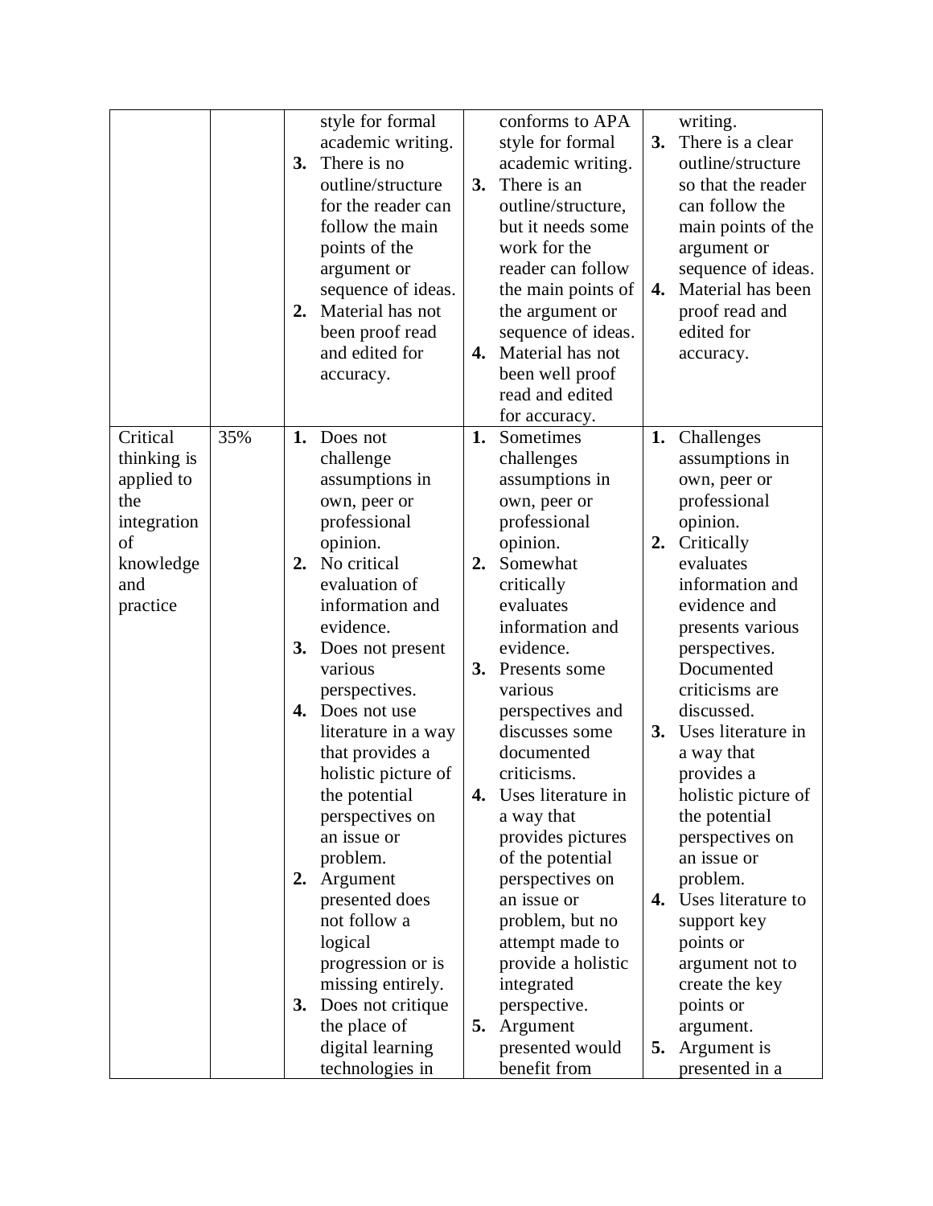| | | | | |
|---|---|---|---|---|
| | | style for formal academic writing.<br>**3.** There is no outline/structure for the reader can follow the main points of the argument or sequence of ideas.<br>**2.** Material has not been proof read and edited for accuracy. | conforms to APA style for formal academic writing.<br>**3.** There is an outline/structure, but it needs some work for the reader can follow the main points of the argument or sequence of ideas.<br>**4.** Material has not been well proof read and edited for accuracy. | writing.<br>**3.** There is a clear outline/structure so that the reader can follow the main points of the argument or sequence of ideas.<br>**4.** Material has been proof read and edited for accuracy. |
| Critical thinking is applied to the integration of knowledge and practice | 35% | **1.** Does not challenge assumptions in own, peer or professional opinion.<br>**2.** No critical evaluation of information and evidence.<br>**3.** Does not present various perspectives.<br>**4.** Does not use literature in a way that provides a holistic picture of the potential perspectives on an issue or problem.<br>**2.** Argument presented does not follow a logical progression or is missing entirely.<br>**3.** Does not critique the place of digital learning technologies in | **1.** Sometimes challenges assumptions in own, peer or professional opinion.<br>**2.** Somewhat critically evaluates information and evidence.<br>**3.** Presents some various perspectives and discusses some documented criticisms.<br>**4.** Uses literature in a way that provides pictures of the potential perspectives on an issue or problem, but no attempt made to provide a holistic integrated perspective.<br>**5.** Argument presented would benefit from | **1.** Challenges assumptions in own, peer or professional opinion.<br>**2.** Critically evaluates information and evidence and presents various perspectives. Documented criticisms are discussed.<br>**3.** Uses literature in a way that provides a holistic picture of the potential perspectives on an issue or problem.<br>**4.** Uses literature to support key points or argument not to create the key points or argument.<br>**5.** Argument is presented in a |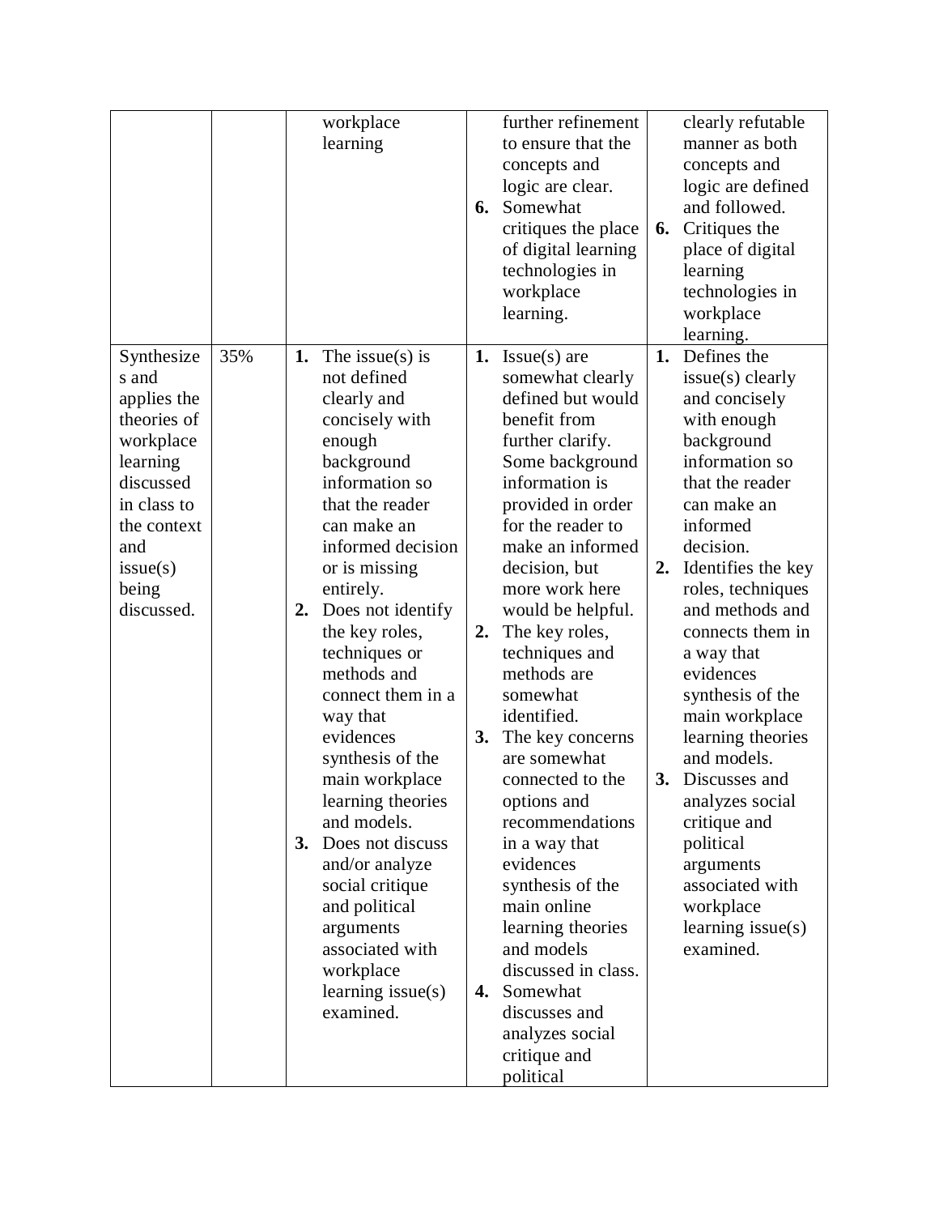| | | workplace learning | further refinement to ensure that the concepts and logic are clear.<br>**6.** Somewhat critiques the place of digital learning technologies in workplace learning. | clearly refutable manner as both concepts and logic are defined and followed.<br>**6.** Critiques the place of digital learning technologies in workplace learning. |
|---|---|---|---|---|
| Synthesizes and applies the theories of workplace learning discussed in class to the context and issue(s) being discussed. | 35% | **1.** The issue(s) is not defined clearly and concisely with enough background information so that the reader can make an informed decision or is missing entirely.<br>**2.** Does not identify the key roles, techniques or methods and connect them in a way that evidences synthesis of the main workplace learning theories and models.<br>**3.** Does not discuss and/or analyze social critique and political arguments associated with workplace learning issue(s) examined. | **1.** Issue(s) are somewhat clearly defined but would benefit from further clarify. Some background information is provided in order for the reader to make an informed decision, but more work here would be helpful.<br>**2.** The key roles, techniques and methods are somewhat identified.<br>**3.** The key concerns are somewhat connected to the options and recommendations in a way that evidences synthesis of the main online learning theories and models discussed in class.<br>**4.** Somewhat discusses and analyzes social critique and political | **1.** Defines the issue(s) clearly and concisely with enough background information so that the reader can make an informed decision.<br>**2.** Identifies the key roles, techniques and methods and connects them in a way that evidences synthesis of the main workplace learning theories and models.<br>**3.** Discusses and analyzes social critique and political arguments associated with workplace learning issue(s) examined. |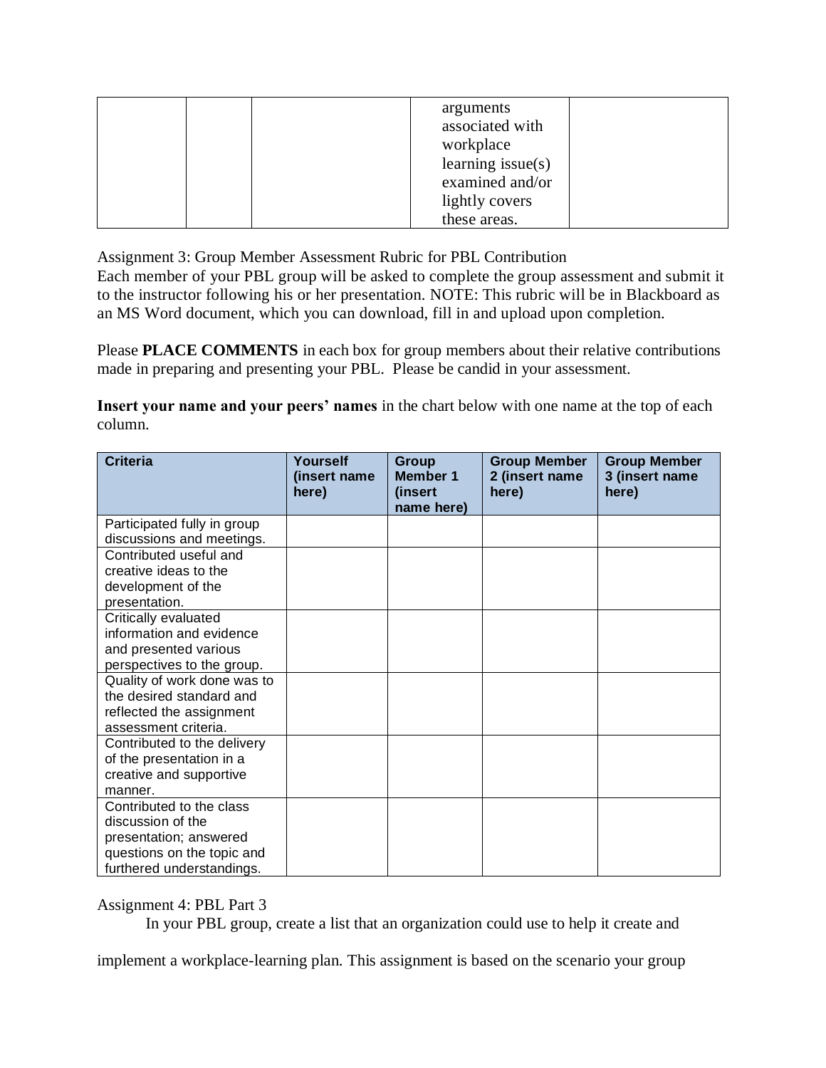| | | | arguments associated with workplace learning issue(s) examined and/or lightly covers these areas. | |
|---|---|---|---|---|

Assignment 3: Group Member Assessment Rubric for PBL Contribution
Each member of your PBL group will be asked to complete the group assessment and submit it to the instructor following his or her presentation. NOTE: This rubric will be in Blackboard as an MS Word document, which you can download, fill in and upload upon completion.

Please **PLACE COMMENTS** in each box for group members about their relative contributions made in preparing and presenting your PBL. Please be candid in your assessment.

**Insert your name and your peers' names** in the chart below with one name at the top of each column.

| Criteria | Yourself (insert name here) | Group Member 1 (insert name here) | Group Member 2 (insert name here) | Group Member 3 (insert name here) |
|---|---|---|---|---|
| Participated fully in group discussions and meetings. | | | | |
| Contributed useful and creative ideas to the development of the presentation. | | | | |
| Critically evaluated information and evidence and presented various perspectives to the group. | | | | |
| Quality of work done was to the desired standard and reflected the assignment assessment criteria. | | | | |
| Contributed to the delivery of the presentation in a creative and supportive manner. | | | | |
| Contributed to the class discussion of the presentation; answered questions on the topic and furthered understandings. | | | | |

Assignment 4: PBL Part 3

In your PBL group, create a list that an organization could use to help it create and implement a workplace-learning plan. This assignment is based on the scenario your group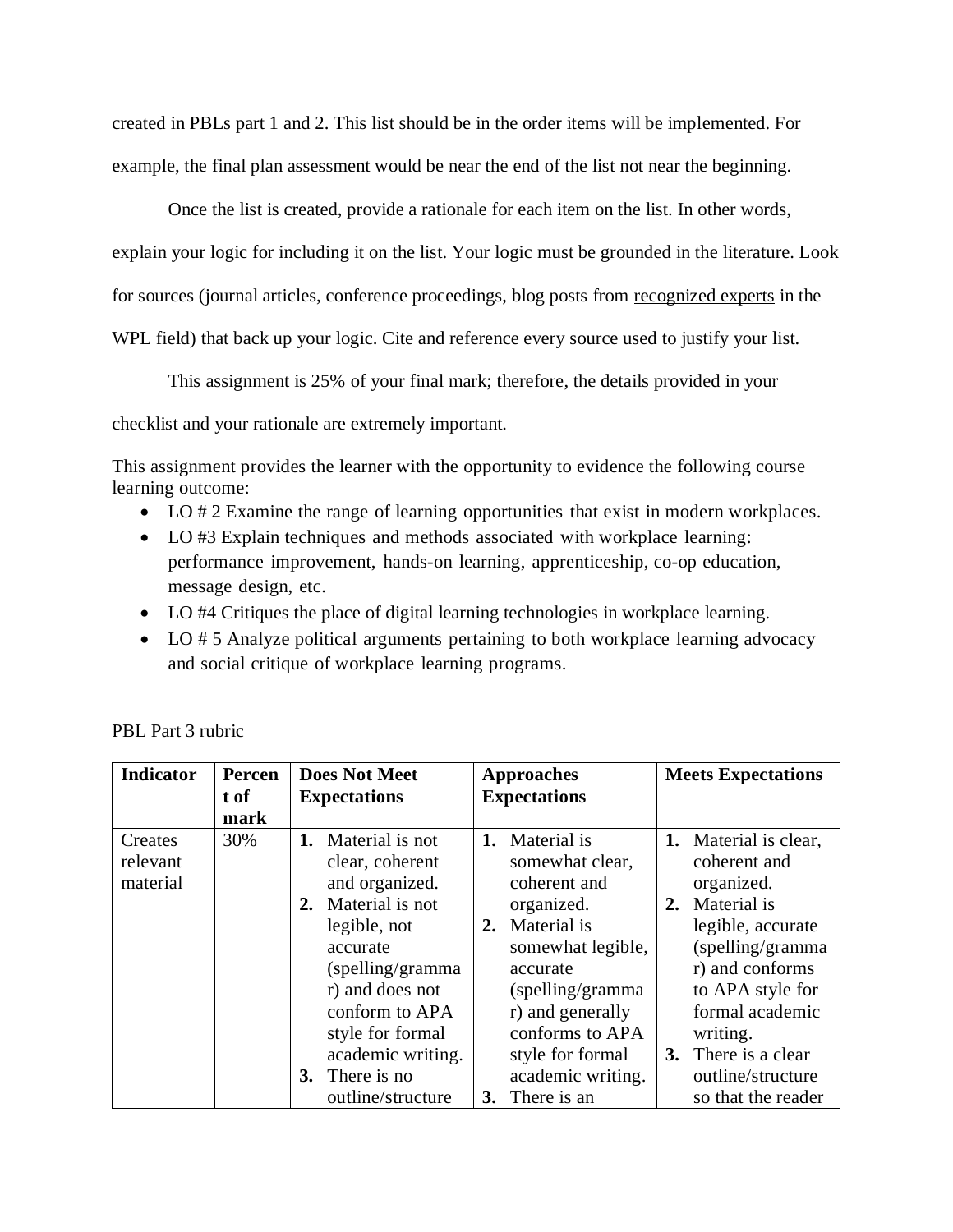created in PBLs part 1 and 2. This list should be in the order items will be implemented. For example, the final plan assessment would be near the end of the list not near the beginning.

Once the list is created, provide a rationale for each item on the list. In other words, explain your logic for including it on the list. Your logic must be grounded in the literature. Look for sources (journal articles, conference proceedings, blog posts from recognized experts in the WPL field) that back up your logic. Cite and reference every source used to justify your list.

This assignment is 25% of your final mark; therefore, the details provided in your checklist and your rationale are extremely important.

This assignment provides the learner with the opportunity to evidence the following course learning outcome:

- LO # 2 Examine the range of learning opportunities that exist in modern workplaces.
- LO #3 Explain techniques and methods associated with workplace learning: performance improvement, hands-on learning, apprenticeship, co-op education, message design, etc.
- LO #4 Critiques the place of digital learning technologies in workplace learning.
- LO # 5 Analyze political arguments pertaining to both workplace learning advocacy and social critique of workplace learning programs.

PBL Part 3 rubric

| Indicator | Percent of mark | Does Not Meet Expectations | Approaches Expectations | Meets Expectations |
|---|---|---|---|---|
| Creates relevant material | 30% | **1.** Material is not clear, coherent and organized. **2.** Material is not legible, not accurate (spelling/grammar) and does not conform to APA style for formal academic writing. **3.** There is no outline/structure | **1.** Material is somewhat clear, coherent and organized. **2.** Material is somewhat legible, accurate (spelling/grammar) and generally conforms to APA style for formal academic writing. **3.** There is an | **1.** Material is clear, coherent and organized. **2.** Material is legible, accurate (spelling/grammar) and conforms to APA style for formal academic writing. **3.** There is a clear outline/structure so that the reader |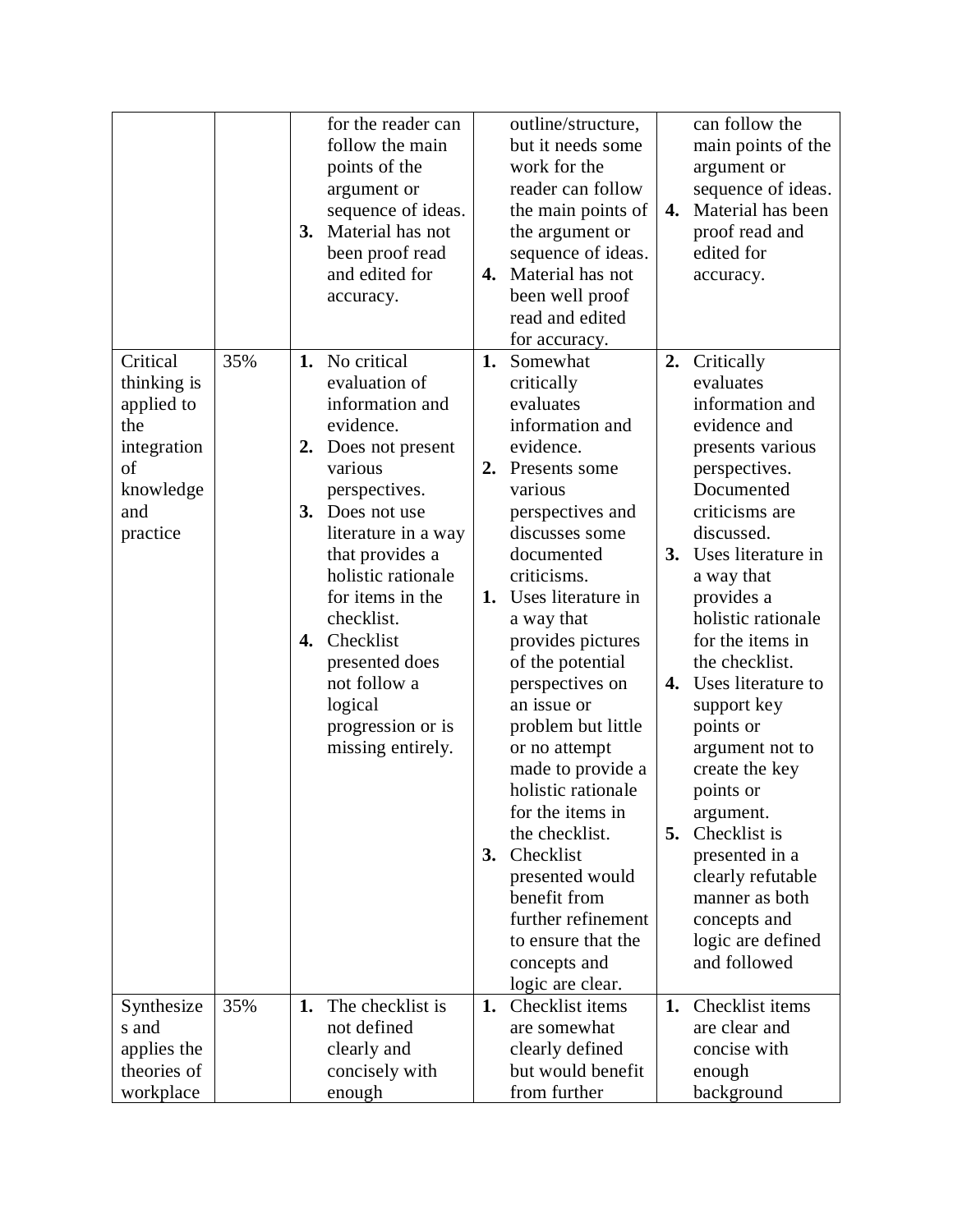| | | | | |
|---|---|---|---|---|
| | | for the reader can follow the main points of the argument or sequence of ideas.<br>**3.** Material has not been proof read and edited for accuracy. | outline/structure, but it needs some work for the reader can follow the main points of the argument or sequence of ideas.<br>**4.** Material has not been well proof read and edited for accuracy. | can follow the main points of the argument or sequence of ideas.<br>**4.** Material has been proof read and edited for accuracy. |
| Critical thinking is applied to the integration of knowledge and practice | 35% | **1.** No critical evaluation of information and evidence.<br>**2.** Does not present various perspectives.<br>**3.** Does not use literature in a way that provides a holistic rationale for items in the checklist.<br>**4.** Checklist presented does not follow a logical progression or is missing entirely. | **1.** Somewhat critically evaluates information and evidence.<br>**2.** Presents some various perspectives and discusses some documented criticisms.<br>**1.** Uses literature in a way that provides pictures of the potential perspectives on an issue or problem but little or no attempt made to provide a holistic rationale for the items in the checklist.<br>**3.** Checklist presented would benefit from further refinement to ensure that the concepts and logic are clear. | **2.** Critically evaluates information and evidence and presents various perspectives. Documented criticisms are discussed.<br>**3.** Uses literature in a way that provides a holistic rationale for the items in the checklist.<br>**4.** Uses literature to support key points or argument not to create the key points or argument.<br>**5.** Checklist is presented in a clearly refutable manner as both concepts and logic are defined and followed |
| Synthesizes and applies the theories of workplace | 35% | **1.** The checklist is not defined clearly and concisely with enough | **1.** Checklist items are somewhat clearly defined but would benefit from further | **1.** Checklist items are clear and concise with enough background |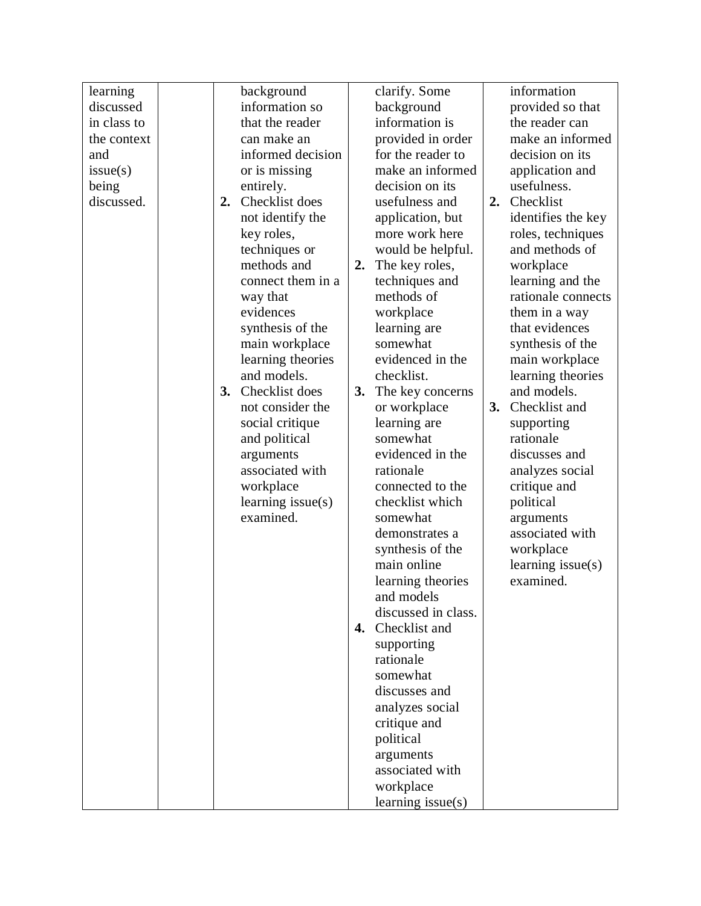| | | | | |
|---|---|---|---|---|
| learning discussed in class to the context and issue(s) being discussed. | | background information so that the reader can make an informed decision or is missing entirely.<br>**2.** Checklist does not identify the key roles, techniques or methods and connect them in a way that evidences synthesis of the main workplace learning theories and models.<br>**3.** Checklist does not consider the social critique and political arguments associated with workplace learning issue(s) examined. | clarify. Some background information is provided in order for the reader to make an informed decision on its usefulness and application, but more work here would be helpful.<br>**2.** The key roles, techniques and methods of workplace learning are somewhat evidenced in the checklist.<br>**3.** The key concerns or workplace learning are somewhat evidenced in the rationale connected to the checklist which somewhat demonstrates a synthesis of the main online learning theories and models discussed in class.<br>**4.** Checklist and supporting rationale somewhat discusses and analyzes social critique and political arguments associated with workplace learning issue(s) | information provided so that the reader can make an informed decision on its application and usefulness.<br>**2.** Checklist identifies the key roles, techniques and methods of workplace learning and the rationale connects them in a way that evidences synthesis of the main workplace learning theories and models.<br>**3.** Checklist and supporting rationale discusses and analyzes social critique and political arguments associated with workplace learning issue(s) examined. |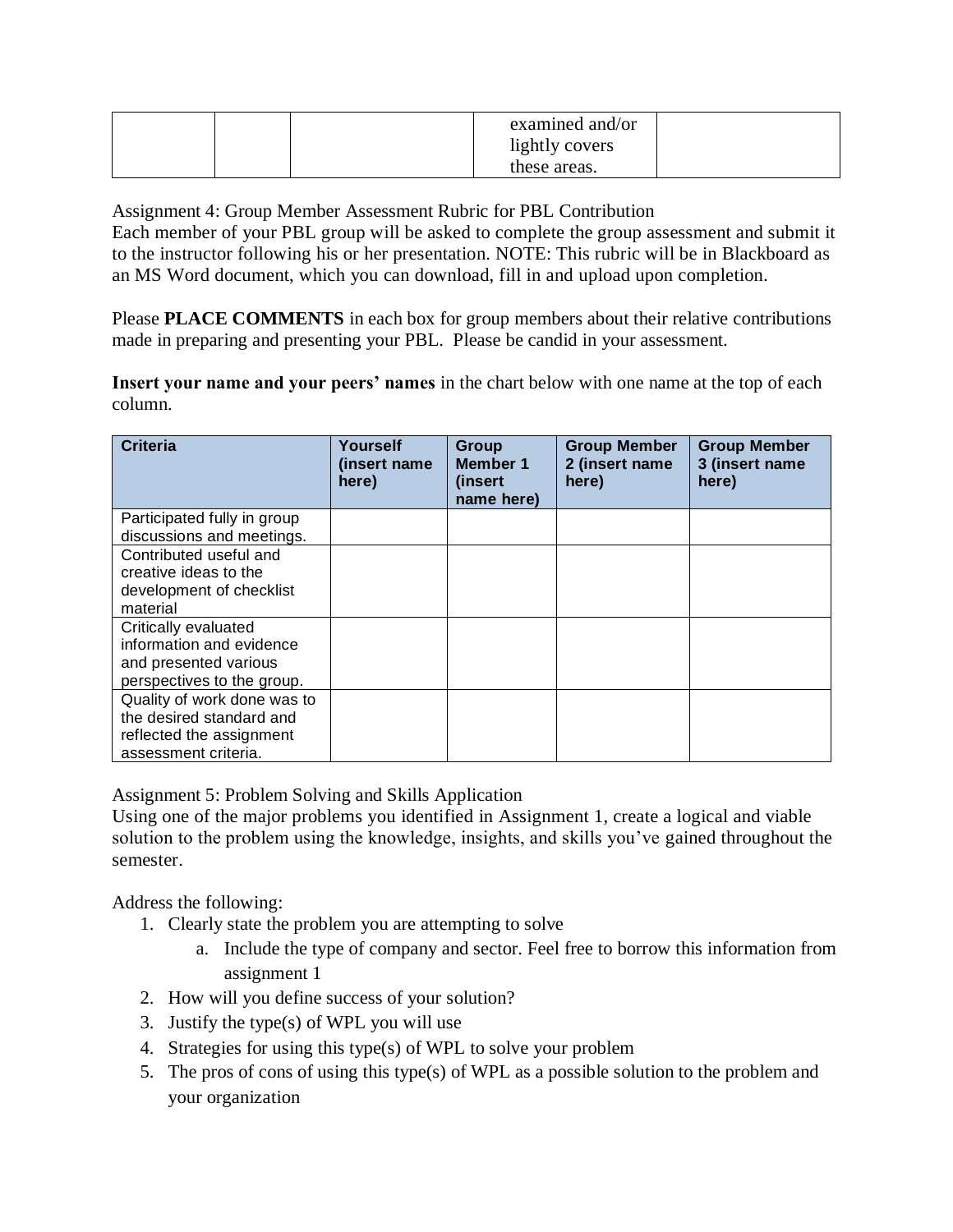| | | | examined and/or lightly covers these areas. | |
|---|---|---|---|---|

Assignment 4: Group Member Assessment Rubric for PBL Contribution
Each member of your PBL group will be asked to complete the group assessment and submit it to the instructor following his or her presentation. NOTE: This rubric will be in Blackboard as an MS Word document, which you can download, fill in and upload upon completion.

Please **PLACE COMMENTS** in each box for group members about their relative contributions made in preparing and presenting your PBL. Please be candid in your assessment.

**Insert your name and your peers' names** in the chart below with one name at the top of each column.

| Criteria | Yourself (insert name here) | Group Member 1 (insert name here) | Group Member 2 (insert name here) | Group Member 3 (insert name here) |
|---|---|---|---|---|
| Participated fully in group discussions and meetings. | | | | |
| Contributed useful and creative ideas to the development of checklist material | | | | |
| Critically evaluated information and evidence and presented various perspectives to the group. | | | | |
| Quality of work done was to the desired standard and reflected the assignment assessment criteria. | | | | |

Assignment 5: Problem Solving and Skills Application
Using one of the major problems you identified in Assignment 1, create a logical and viable solution to the problem using the knowledge, insights, and skills you've gained throughout the semester.

Address the following:

1. Clearly state the problem you are attempting to solve
    a. Include the type of company and sector. Feel free to borrow this information from assignment 1
2. How will you define success of your solution?
3. Justify the type(s) of WPL you will use
4. Strategies for using this type(s) of WPL to solve your problem
5. The pros of cons of using this type(s) of WPL as a possible solution to the problem and your organization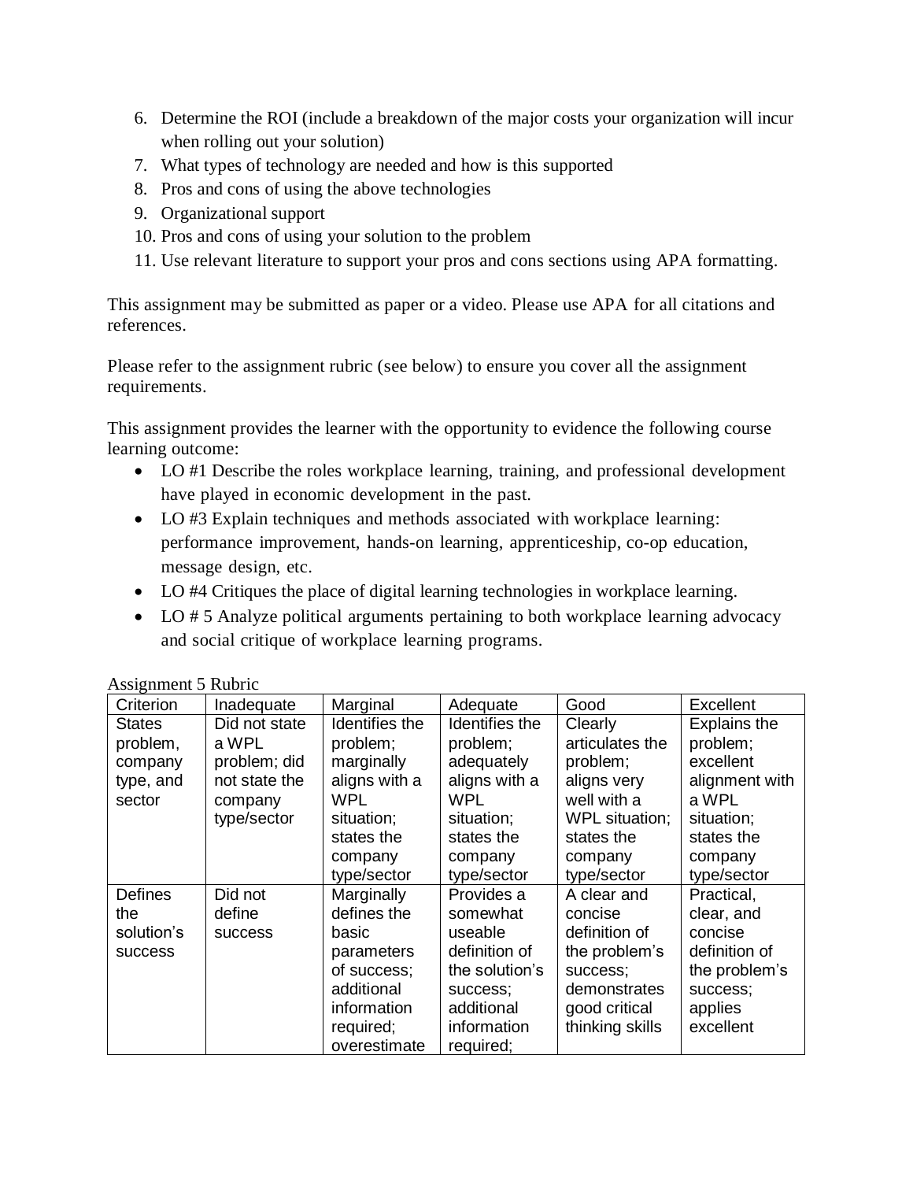6. Determine the ROI (include a breakdown of the major costs your organization will incur when rolling out your solution)
7. What types of technology are needed and how is this supported
8. Pros and cons of using the above technologies
9. Organizational support
10. Pros and cons of using your solution to the problem
11. Use relevant literature to support your pros and cons sections using APA formatting.

This assignment may be submitted as paper or a video. Please use APA for all citations and references.

Please refer to the assignment rubric (see below) to ensure you cover all the assignment requirements.

This assignment provides the learner with the opportunity to evidence the following course learning outcome:

- LO #1 Describe the roles workplace learning, training, and professional development have played in economic development in the past.
- LO #3 Explain techniques and methods associated with workplace learning: performance improvement, hands-on learning, apprenticeship, co-op education, message design, etc.
- LO #4 Critiques the place of digital learning technologies in workplace learning.
- LO # 5 Analyze political arguments pertaining to both workplace learning advocacy and social critique of workplace learning programs.

Assignment 5 Rubric

| Criterion | Inadequate | Marginal | Adequate | Good | Excellent |
|---|---|---|---|---|---|
| States problem, company type, and sector | Did not state a WPL problem; did not state the company type/sector | Identifies the problem; marginally aligns with a WPL situation; states the company type/sector | Identifies the problem; adequately aligns with a WPL situation; states the company type/sector | Clearly articulates the problem; aligns very well with a WPL situation; states the company type/sector | Explains the problem; excellent alignment with a WPL situation; states the company type/sector |
| Defines the solution's success | Did not define success | Marginally defines the basic parameters of success; additional information required; overestimate | Provides a somewhat useable definition of the solution's success; additional information required; | A clear and concise definition of the problem's success; demonstrates good critical thinking skills | Practical, clear, and concise definition of the problem's success; applies excellent |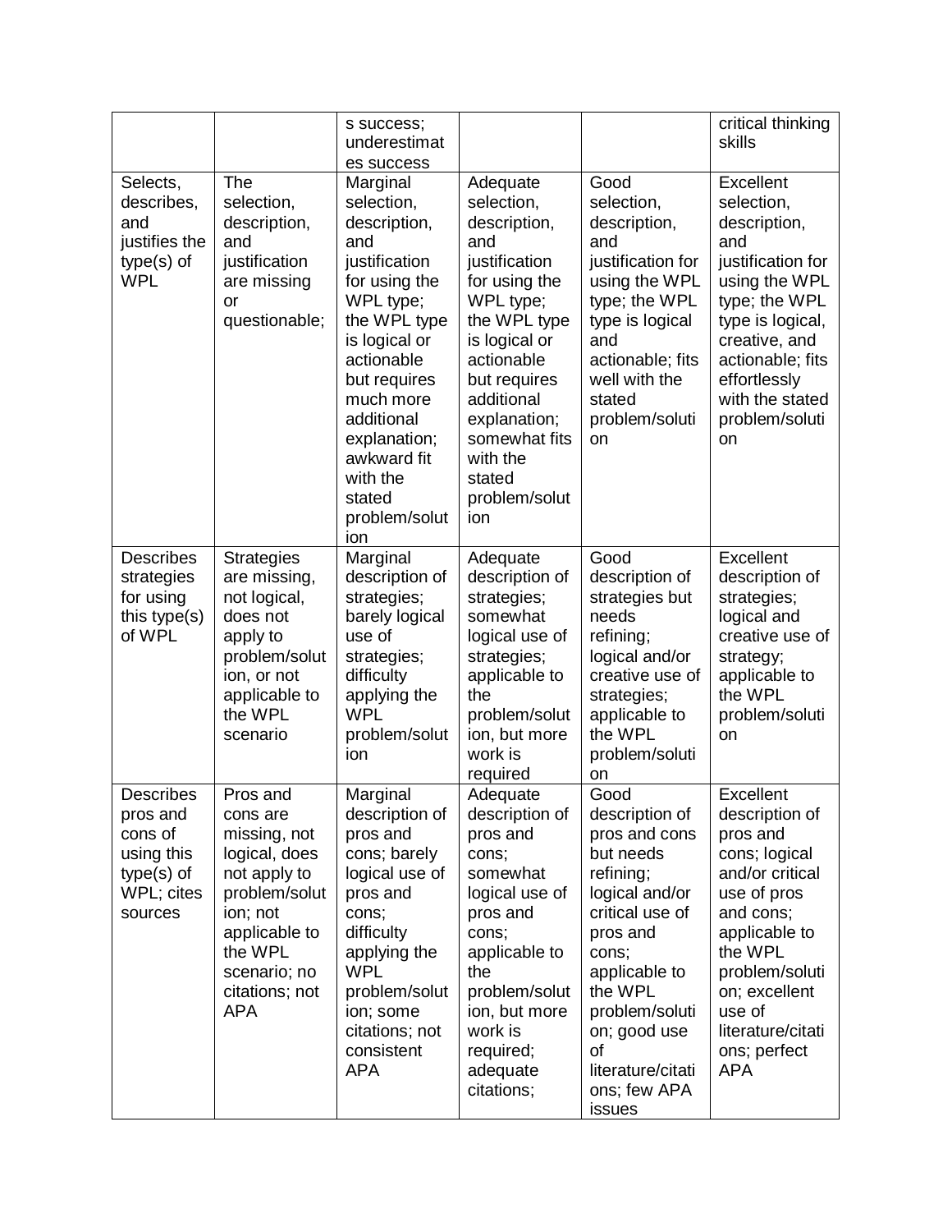| | | s success; underestimates success | | | critical thinking skills |
|---|---|---|---|---|---|
| Selects, describes, and justifies the type(s) of WPL | The selection, description, and justification are missing or questionable; | Marginal selection, description, and justification for using the WPL type; the WPL type is logical or actionable but requires much more additional explanation; awkward fit with the stated problem/solution | Adequate selection, description, and justification for using the WPL type; the WPL type is logical or actionable but requires additional explanation; somewhat fits with the stated problem/solution | Good selection, description, and justification for using the WPL type; the WPL type is logical and actionable; fits well with the stated problem/solution | Excellent selection, description, and justification for using the WPL type; the WPL type is logical, creative, and actionable; fits effortlessly with the stated problem/solution |
| Describes strategies for using this type(s) of WPL | Strategies are missing, not logical, does not apply to problem/solution, or not applicable to the WPL scenario | Marginal description of strategies; barely logical use of strategies; difficulty applying the WPL problem/solution | Adequate description of strategies; somewhat logical use of strategies; applicable to the problem/solution, but more work is required | Good description of strategies but needs refining; logical and/or creative use of strategies; applicable to the WPL problem/solution | Excellent description of strategies; logical and creative use of strategy; applicable to the WPL problem/solution |
| Describes pros and cons of using this type(s) of WPL; cites sources | Pros and cons are missing, not logical, does not apply to problem/solution; not applicable to the WPL scenario; no citations; not APA | Marginal description of pros and cons; barely logical use of pros and cons; difficulty applying the WPL problem/solution; some citations; not consistent APA | Adequate description of pros and cons; somewhat logical use of pros and cons; applicable to the problem/solution, but more work is required; adequate citations; | Good description of pros and cons but needs refining; logical and/or critical use of pros and cons; applicable to the WPL problem/solution; good use of literature/citations; few APA issues | Excellent description of pros and cons; logical and/or critical use of pros and cons; applicable to the WPL problem/solution; excellent use of literature/citations; perfect APA |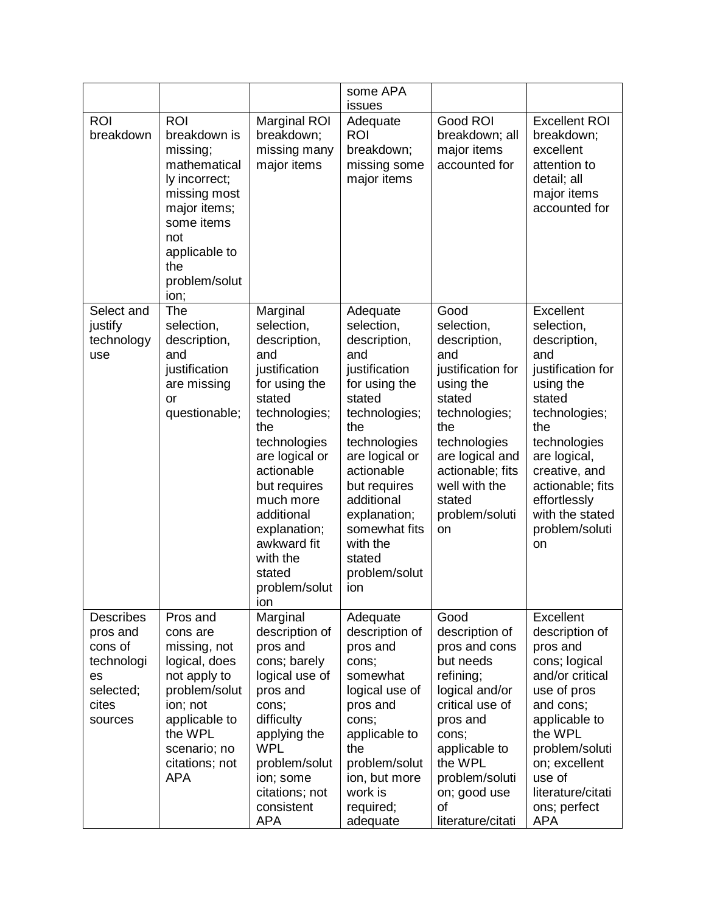| | | | | | |
|---|---|---|---|---|---|
| | | | some APA issues | | |
| ROI breakdown | ROI breakdown is missing; mathematically incorrect; missing most major items; some items not applicable to the problem/solution; | Marginal ROI breakdown; missing many major items | Adequate ROI breakdown; missing some major items | Good ROI breakdown; all major items accounted for | Excellent ROI breakdown; excellent attention to detail; all major items accounted for |
| Select and justify technology use | The selection, description, and justification are missing or questionable; | Marginal selection, description, and justification for using the stated technologies; the technologies are logical or actionable but requires much more additional explanation; awkward fit with the stated problem/solution | Adequate selection, description, and justification for using the stated technologies; the technologies are logical or actionable but requires additional explanation; somewhat fits with the stated problem/solution | Good selection, description, and justification for using the stated technologies; the technologies are logical and actionable; fits well with the stated problem/solution | Excellent selection, description, and justification for using the stated technologies; the technologies are logical, creative, and actionable; fits effortlessly with the stated problem/solution |
| Describes pros and cons of technologies selected; cites sources | Pros and cons are missing, not logical, does not apply to problem/solution; not applicable to the WPL scenario; no citations; not APA | Marginal description of pros and cons; barely logical use of pros and cons; difficulty applying the WPL problem/solution; some citations; not consistent APA | Adequate description of pros and cons; somewhat logical use of pros and cons; applicable to the problem/solution, but more work is required; adequate | Good description of pros and cons but needs refining; logical and/or critical use of pros and cons; applicable to the WPL problem/solution; good use of literature/citati | Excellent description of pros and cons; logical and/or critical use of pros and cons; applicable to the WPL problem/solution; excellent use of literature/citations; perfect APA |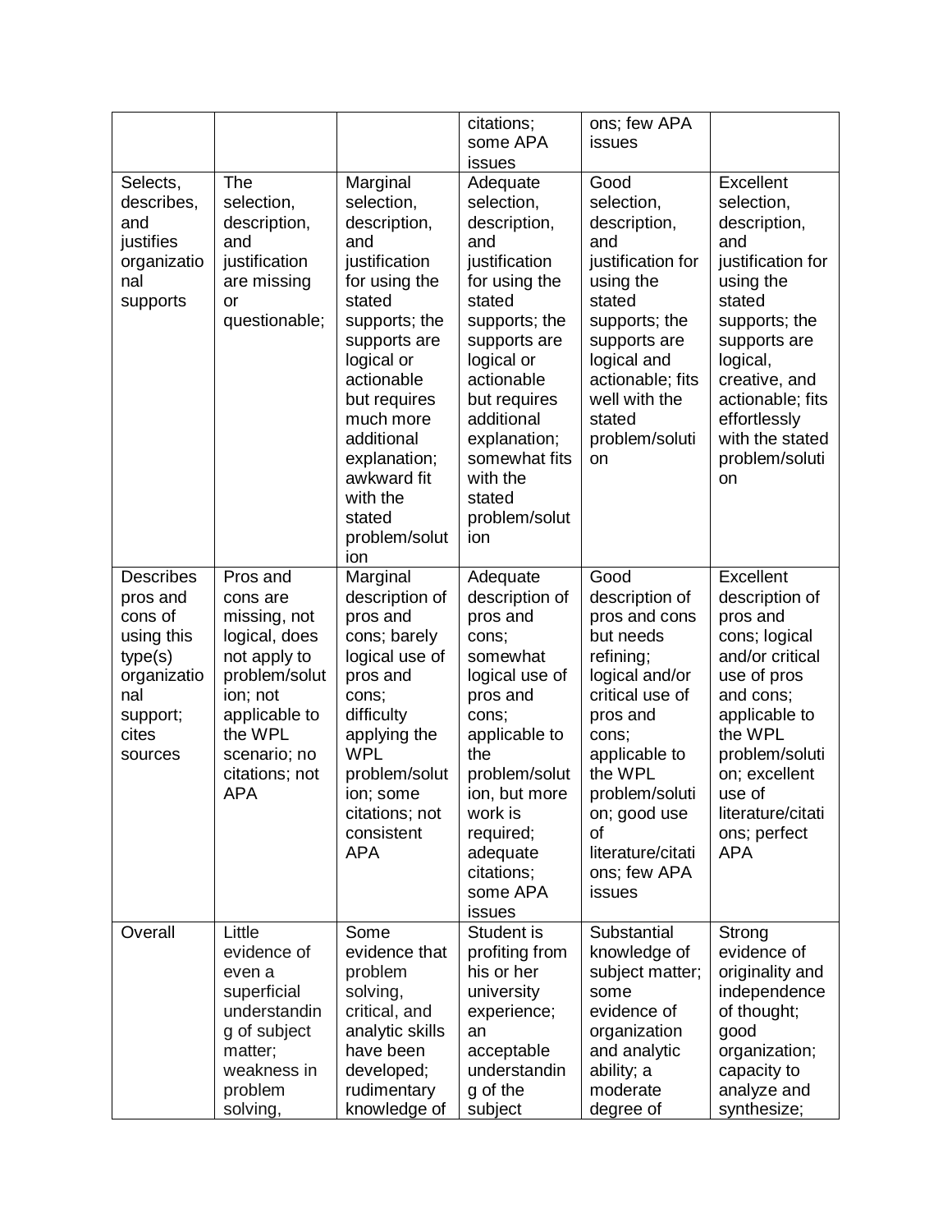| | | | citations; some APA issues | ons; few APA issues | |
|---|---|---|---|---|---|
| Selects, describes, and justifies organizational supports | The selection, description, and justification are missing or questionable; | Marginal selection, description, and justification for using the stated supports; the supports are logical or actionable but requires much more additional explanation; awkward fit with the stated problem/solution | Adequate selection, description, and justification for using the stated supports; the supports are logical or actionable but requires additional explanation; somewhat fits with the stated problem/solution | Good selection, description, and justification for using the stated supports; the supports are logical and actionable; fits well with the stated problem/solution | Excellent selection, description, and justification for using the stated supports; the supports are logical, creative, and actionable; fits effortlessly with the stated problem/solution |
| Describes pros and cons of using this type(s) organizational support; cites sources | Pros and cons are missing, not logical, does not apply to problem/solution; not applicable to the WPL scenario; no citations; not APA | Marginal description of pros and cons; barely logical use of pros and cons; difficulty applying the WPL problem/solution; some citations; not consistent APA | Adequate description of pros and cons; somewhat logical use of pros and cons; applicable to the problem/solution, but more work is required; adequate citations; some APA issues | Good description of pros and cons but needs refining; logical and/or critical use of pros and cons; applicable to the WPL problem/solution; good use of literature/citations; few APA issues | Excellent description of pros and cons; logical and/or critical use of pros and cons; applicable to the WPL problem/solution; excellent use of literature/citations; perfect APA |
| Overall | Little evidence of even a superficial understanding of subject matter; weakness in problem solving, | Some evidence that problem solving, critical, and analytic skills have been developed; rudimentary knowledge of | Student is profiting from his or her university experience; an acceptable understanding of the subject | Substantial knowledge of subject matter; some evidence of organization and analytic ability; a moderate degree of | Strong evidence of originality and independence of thought; good organization; capacity to analyze and synthesize; |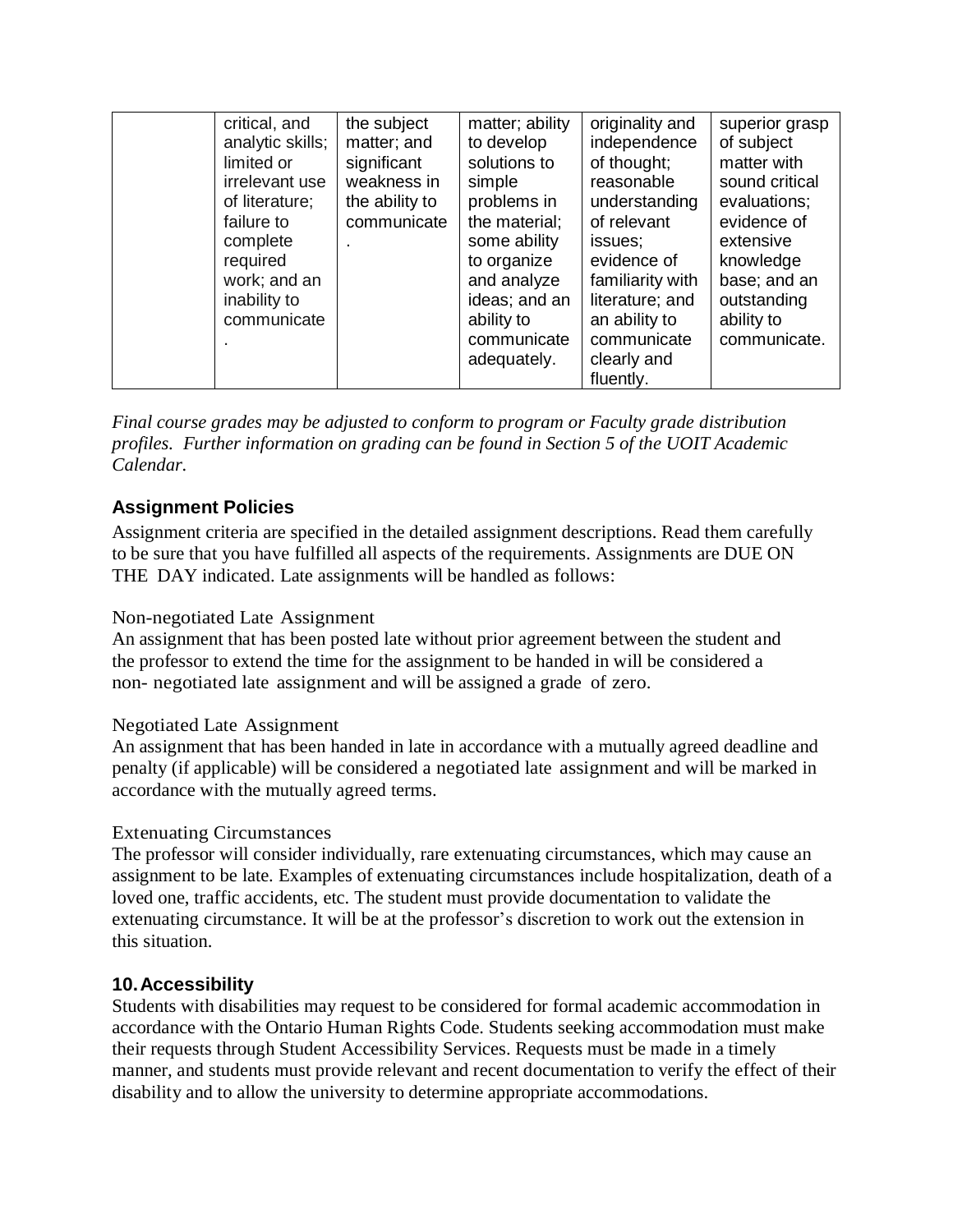| | | | | | |
|---|---|---|---|---|---|
| | critical, and analytic skills; limited or irrelevant use of literature; failure to complete required work; and an inability to communicate. | the subject matter; and significant weakness in the ability to communicate. | matter; ability to develop solutions to simple problems in the material; some ability to organize and analyze ideas; and an ability to communicate adequately. | originality and independence of thought; reasonable understanding of relevant issues; evidence of familiarity with literature; and an ability to communicate clearly and fluently. | superior grasp of subject matter with sound critical evaluations; evidence of extensive knowledge base; and an outstanding ability to communicate. |

*Final course grades may be adjusted to conform to program or Faculty grade distribution profiles. Further information on grading can be found in Section 5 of the UOIT Academic Calendar.*

### Assignment Policies

Assignment criteria are specified in the detailed assignment descriptions. Read them carefully to be sure that you have fulfilled all aspects of the requirements. Assignments are DUE ON THE DAY indicated. Late assignments will be handled as follows:

Non-negotiated Late Assignment
An assignment that has been posted late without prior agreement between the student and the professor to extend the time for the assignment to be handed in will be considered a non- negotiated late assignment and will be assigned a grade of zero.

Negotiated Late Assignment
An assignment that has been handed in late in accordance with a mutually agreed deadline and penalty (if applicable) will be considered a negotiated late assignment and will be marked in accordance with the mutually agreed terms.

Extenuating Circumstances
The professor will consider individually, rare extenuating circumstances, which may cause an assignment to be late. Examples of extenuating circumstances include hospitalization, death of a loved one, traffic accidents, etc. The student must provide documentation to validate the extenuating circumstance. It will be at the professor's discretion to work out the extension in this situation.

### 10. Accessibility

Students with disabilities may request to be considered for formal academic accommodation in accordance with the Ontario Human Rights Code. Students seeking accommodation must make their requests through Student Accessibility Services. Requests must be made in a timely manner, and students must provide relevant and recent documentation to verify the effect of their disability and to allow the university to determine appropriate accommodations.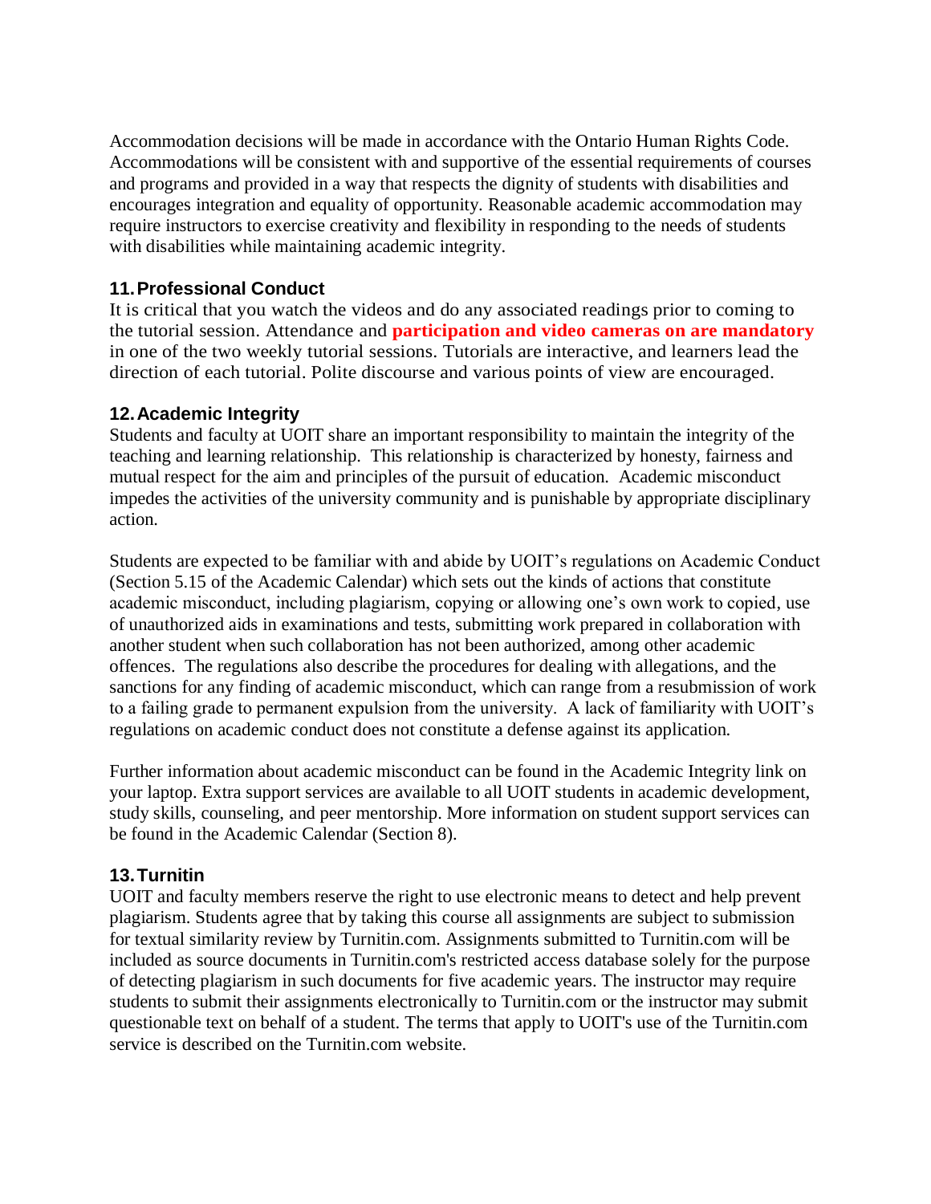Accommodation decisions will be made in accordance with the Ontario Human Rights Code. Accommodations will be consistent with and supportive of the essential requirements of courses and programs and provided in a way that respects the dignity of students with disabilities and encourages integration and equality of opportunity. Reasonable academic accommodation may require instructors to exercise creativity and flexibility in responding to the needs of students with disabilities while maintaining academic integrity.

### 11. Professional Conduct

It is critical that you watch the videos and do any associated readings prior to coming to the tutorial session. Attendance and **participation and video cameras on are mandatory** in one of the two weekly tutorial sessions. Tutorials are interactive, and learners lead the direction of each tutorial. Polite discourse and various points of view are encouraged.

### 12. Academic Integrity

Students and faculty at UOIT share an important responsibility to maintain the integrity of the teaching and learning relationship. This relationship is characterized by honesty, fairness and mutual respect for the aim and principles of the pursuit of education. Academic misconduct impedes the activities of the university community and is punishable by appropriate disciplinary action.

Students are expected to be familiar with and abide by UOIT's regulations on Academic Conduct (Section 5.15 of the Academic Calendar) which sets out the kinds of actions that constitute academic misconduct, including plagiarism, copying or allowing one's own work to copied, use of unauthorized aids in examinations and tests, submitting work prepared in collaboration with another student when such collaboration has not been authorized, among other academic offences. The regulations also describe the procedures for dealing with allegations, and the sanctions for any finding of academic misconduct, which can range from a resubmission of work to a failing grade to permanent expulsion from the university. A lack of familiarity with UOIT's regulations on academic conduct does not constitute a defense against its application.

Further information about academic misconduct can be found in the Academic Integrity link on your laptop. Extra support services are available to all UOIT students in academic development, study skills, counseling, and peer mentorship. More information on student support services can be found in the Academic Calendar (Section 8).

### 13. Turnitin

UOIT and faculty members reserve the right to use electronic means to detect and help prevent plagiarism. Students agree that by taking this course all assignments are subject to submission for textual similarity review by Turnitin.com. Assignments submitted to Turnitin.com will be included as source documents in Turnitin.com's restricted access database solely for the purpose of detecting plagiarism in such documents for five academic years. The instructor may require students to submit their assignments electronically to Turnitin.com or the instructor may submit questionable text on behalf of a student. The terms that apply to UOIT's use of the Turnitin.com service is described on the Turnitin.com website.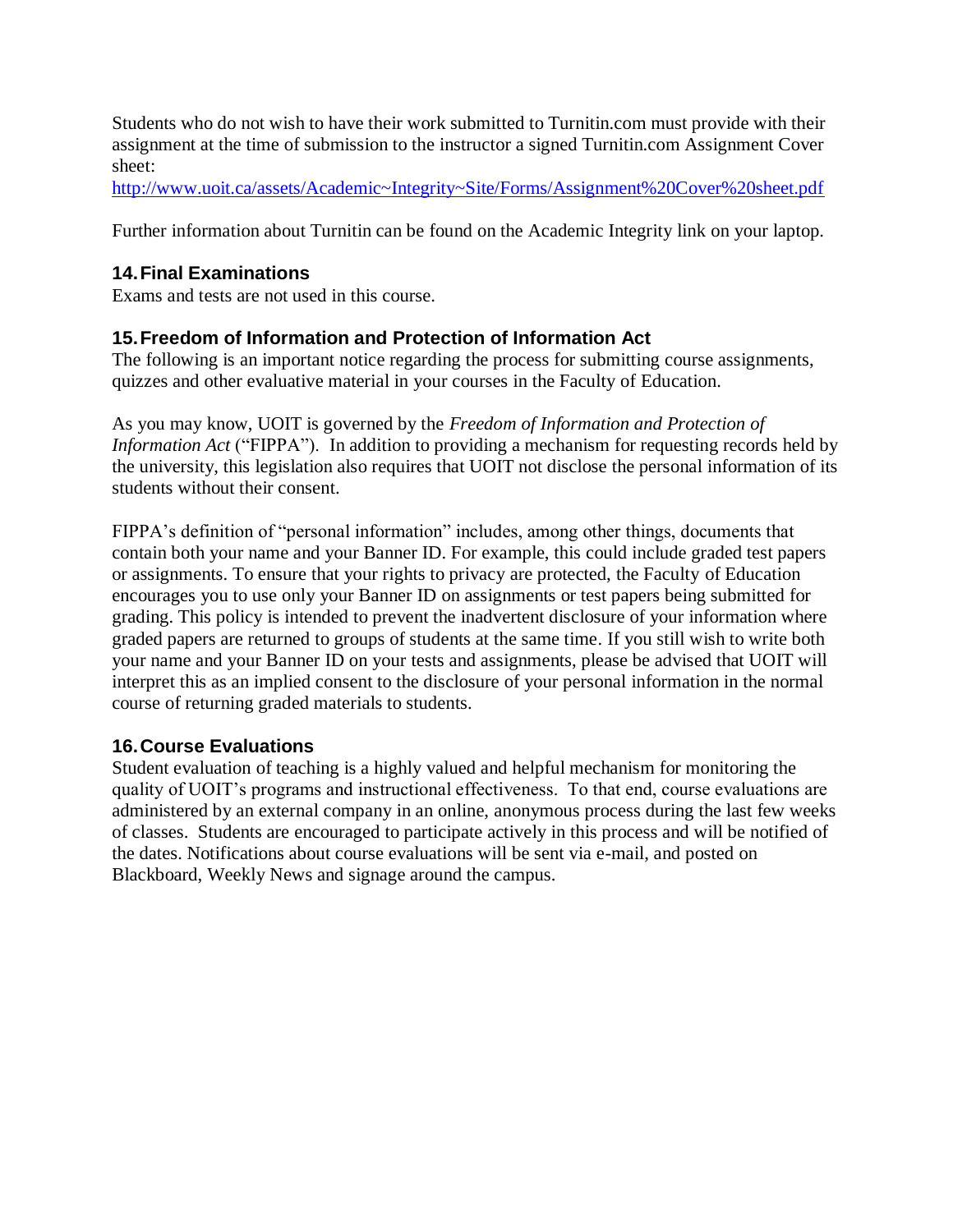Students who do not wish to have their work submitted to Turnitin.com must provide with their assignment at the time of submission to the instructor a signed Turnitin.com Assignment Cover sheet:
http://www.uoit.ca/assets/Academic~Integrity~Site/Forms/Assignment%20Cover%20sheet.pdf

Further information about Turnitin can be found on the Academic Integrity link on your laptop.

## 14. Final Examinations

Exams and tests are not used in this course.

## 15. Freedom of Information and Protection of Information Act

The following is an important notice regarding the process for submitting course assignments, quizzes and other evaluative material in your courses in the Faculty of Education.

As you may know, UOIT is governed by the *Freedom of Information and Protection of Information Act* ("FIPPA"). In addition to providing a mechanism for requesting records held by the university, this legislation also requires that UOIT not disclose the personal information of its students without their consent.

FIPPA's definition of "personal information" includes, among other things, documents that contain both your name and your Banner ID. For example, this could include graded test papers or assignments. To ensure that your rights to privacy are protected, the Faculty of Education encourages you to use only your Banner ID on assignments or test papers being submitted for grading. This policy is intended to prevent the inadvertent disclosure of your information where graded papers are returned to groups of students at the same time. If you still wish to write both your name and your Banner ID on your tests and assignments, please be advised that UOIT will interpret this as an implied consent to the disclosure of your personal information in the normal course of returning graded materials to students.

## 16. Course Evaluations

Student evaluation of teaching is a highly valued and helpful mechanism for monitoring the quality of UOIT's programs and instructional effectiveness. To that end, course evaluations are administered by an external company in an online, anonymous process during the last few weeks of classes. Students are encouraged to participate actively in this process and will be notified of the dates. Notifications about course evaluations will be sent via e-mail, and posted on Blackboard, Weekly News and signage around the campus.